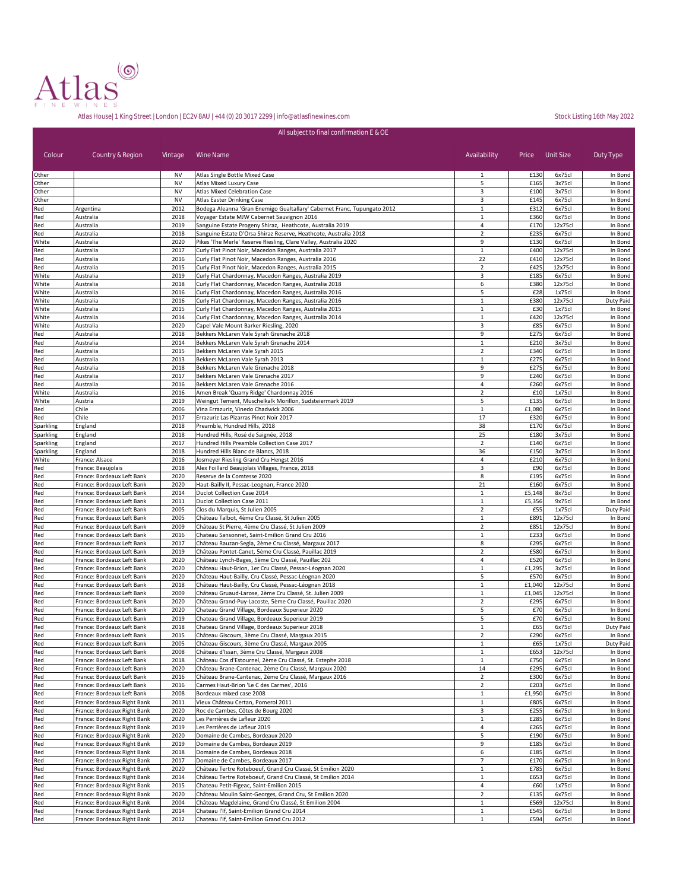# Atlas

FINE WINES

Atlas House| 1 King Street | London | EC2V 8AU | +44 (0) 20 3017 2299 | info@atlasfinewines.com

Stock Listing 16th May 2022

All subject to final confirmation E & OE

| Colour | Country & Region | Vintage | Wine Name | Availability | Price | Unit Size | Duty Type |
|---|---|---|---|---|---|---|---|
| Other | | NV | Atlas Single Bottle Mixed Case | 1 | £130 | 6x75cl | In Bond |
| Other | | NV | Atlas Mixed Luxury Case | 5 | £165 | 3x75cl | In Bond |
| Other | | NV | Atlas Mixed Celebration Case | 3 | £100 | 3x75cl | In Bond |
| Other | | NV | Atlas Easter Drinking Case | 3 | £145 | 6x75cl | In Bond |
| Red | Argentina | 2012 | Bodega Aleanna 'Gran Enemigo Gualtallary' Cabernet Franc, Tupungato 2012 | 1 | £312 | 6x75cl | In Bond |
| Red | Australia | 2018 | Voyager Estate MJW Cabernet Sauvignon 2016 | 1 | £360 | 6x75cl | In Bond |
| Red | Australia | 2019 | Sanguine Estate Progeny Shiraz, Heathcote, Australia 2019 | 4 | £170 | 12x75cl | In Bond |
| Red | Australia | 2018 | Sanguine Estate D'Orsa Shiraz Reserve, Heathcote, Australia 2018 | 2 | £235 | 6x75cl | In Bond |
| White | Australia | 2020 | Pikes 'The Merle' Reserve Riesling, Clare Valley, Australia 2020 | 9 | £130 | 6x75cl | In Bond |
| Red | Australia | 2017 | Curly Flat Pinot Noir, Macedon Ranges, Australia 2017 | 1 | £400 | 12x75cl | In Bond |
| Red | Australia | 2016 | Curly Flat Pinot Noir, Macedon Ranges, Australia 2016 | 22 | £410 | 12x75cl | In Bond |
| Red | Australia | 2015 | Curly Flat Pinot Noir, Macedon Ranges, Australia 2015 | 2 | £425 | 12x75cl | In Bond |
| White | Australia | 2019 | Curly Flat Chardonnay, Macedon Ranges, Australia 2019 | 3 | £185 | 6x75cl | In Bond |
| White | Australia | 2018 | Curly Flat Chardonnay, Macedon Ranges, Australia 2018 | 6 | £380 | 12x75cl | In Bond |
| White | Australia | 2016 | Curly Flat Chardonnay, Macedon Ranges, Australia 2016 | 5 | £28 | 1x75cl | In Bond |
| White | Australia | 2016 | Curly Flat Chardonnay, Macedon Ranges, Australia 2016 | 1 | £380 | 12x75cl | Duty Paid |
| White | Australia | 2015 | Curly Flat Chardonnay, Macedon Ranges, Australia 2015 | 1 | £30 | 1x75cl | In Bond |
| White | Australia | 2014 | Curly Flat Chardonnay, Macedon Ranges, Australia 2014 | 1 | £420 | 12x75cl | In Bond |
| White | Australia | 2020 | Capel Vale Mount Barker Riesling, 2020 | 3 | £85 | 6x75cl | In Bond |
| Red | Australia | 2018 | Bekkers McLaren Vale Syrah Grenache 2018 | 9 | £275 | 6x75cl | In Bond |
| Red | Australia | 2014 | Bekkers McLaren Vale Syrah Grenache 2014 | 1 | £210 | 3x75cl | In Bond |
| Red | Australia | 2015 | Bekkers McLaren Vale Syrah 2015 | 2 | £340 | 6x75cl | In Bond |
| Red | Australia | 2013 | Bekkers McLaren Vale Syrah 2013 | 1 | £275 | 6x75cl | In Bond |
| Red | Australia | 2018 | Bekkers McLaren Vale Grenache 2018 | 9 | £275 | 6x75cl | In Bond |
| Red | Australia | 2017 | Bekkers McLaren Vale Grenache 2017 | 9 | £240 | 6x75cl | In Bond |
| Red | Australia | 2016 | Bekkers McLaren Vale Grenache 2016 | 4 | £260 | 6x75cl | In Bond |
| White | Australia | 2016 | Amen Break 'Quarry Ridge' Chardonnay 2016 | 2 | £10 | 1x75cl | In Bond |
| White | Austria | 2019 | Weingut Tement, Muschelkalk Morillon, Sudsteiermark 2019 | 5 | £135 | 6x75cl | In Bond |
| Red | Chile | 2006 | Vina Errazuriz, Vinedo Chadwick 2006 | 1 | £1,080 | 6x75cl | In Bond |
| Red | Chile | 2017 | Errazuriz Las Pizarras Pinot Noir 2017 | 17 | £320 | 6x75cl | In Bond |
| Sparkling | England | 2018 | Preamble, Hundred Hills, 2018 | 38 | £170 | 6x75cl | In Bond |
| Sparkling | England | 2018 | Hundred Hills, Rosé de Saignée, 2018 | 25 | £180 | 3x75cl | In Bond |
| Sparkling | England | 2017 | Hundred Hills Preamble Collection Case 2017 | 2 | £140 | 6x75cl | In Bond |
| Sparkling | England | 2018 | Hundred Hills Blanc de Blancs, 2018 | 36 | £150 | 3x75cl | In Bond |
| White | France: Alsace | 2016 | Josmeyer Riesling Grand Cru Hengst 2016 | 4 | £210 | 6x75cl | In Bond |
| Red | France: Beaujolais | 2018 | Alex Foillard Beaujolais Villages, France, 2018 | 3 | £90 | 6x75cl | In Bond |
| Red | France: Bordeaux Left Bank | 2020 | Reserve de la Comtesse 2020 | 8 | £195 | 6x75cl | In Bond |
| Red | France: Bordeaux Left Bank | 2020 | Haut-Bailly II, Pessac-Leognan, France 2020 | 21 | £160 | 6x75cl | In Bond |
| Red | France: Bordeaux Left Bank | 2014 | Duclot Collection Case 2014 | 1 | £5,148 | 8x75cl | In Bond |
| Red | France: Bordeaux Left Bank | 2011 | Duclot Collection Case 2011 | 1 | £5,356 | 9x75cl | In Bond |
| Red | France: Bordeaux Left Bank | 2005 | Clos du Marquis, St Julien 2005 | 2 | £55 | 1x75cl | Duty Paid |
| Red | France: Bordeaux Left Bank | 2005 | Château Talbot, 4ème Cru Classé, St Julien 2005 | 1 | £891 | 12x75cl | In Bond |
| Red | France: Bordeaux Left Bank | 2009 | Château St Pierre, 4ème Cru Classé, St Julien 2009 | 2 | £851 | 12x75cl | In Bond |
| Red | France: Bordeaux Left Bank | 2016 | Chateau Sansonnet, Saint-Emilion Grand Cru 2016 | 1 | £233 | 6x75cl | In Bond |
| Red | France: Bordeaux Left Bank | 2017 | Château Rauzan-Segla, 2ème Cru Classé, Margaux 2017 | 8 | £295 | 6x75cl | In Bond |
| Red | France: Bordeaux Left Bank | 2019 | Château Pontet-Canet, 5ème Cru Classé, Pauillac 2019 | 2 | £580 | 6x75cl | In Bond |
| Red | France: Bordeaux Left Bank | 2020 | Château Lynch-Bages, 5ème Cru Classé, Pauillac 202 | 4 | £520 | 6x75cl | In Bond |
| Red | France: Bordeaux Left Bank | 2020 | Château Haut-Brion, 1er Cru Classé, Pessac-Léognan 2020 | 1 | £1,295 | 3x75cl | In Bond |
| Red | France: Bordeaux Left Bank | 2020 | Château Haut-Bailly, Cru Classé, Pessac-Léognan 2020 | 5 | £570 | 6x75cl | In Bond |
| Red | France: Bordeaux Left Bank | 2018 | Château Haut-Bailly, Cru Classé, Pessac-Léognan 2018 | 1 | £1,040 | 12x75cl | In Bond |
| Red | France: Bordeaux Left Bank | 2009 | Château Gruaud-Larose, 2ème Cru Classé, St. Julien 2009 | 1 | £1,045 | 12x75cl | In Bond |
| Red | France: Bordeaux Left Bank | 2020 | Château Grand-Puy-Lacoste, 5ème Cru Classé, Pauillac 2020 | 2 | £295 | 6x75cl | In Bond |
| Red | France: Bordeaux Left Bank | 2020 | Chateau Grand Village, Bordeaux Superieur 2020 | 5 | £70 | 6x75cl | In Bond |
| Red | France: Bordeaux Left Bank | 2019 | Chateau Grand Village, Bordeaux Superieur 2019 | 5 | £70 | 6x75cl | In Bond |
| Red | France: Bordeaux Left Bank | 2018 | Chateau Grand Village, Bordeaux Superieur 2018 | 1 | £65 | 6x75cl | Duty Paid |
| Red | France: Bordeaux Left Bank | 2015 | Château Giscours, 3ème Cru Classé, Margaux 2015 | 2 | £290 | 6x75cl | In Bond |
| Red | France: Bordeaux Left Bank | 2005 | Château Giscours, 3ème Cru Classé, Margaux 2005 | 1 | £65 | 1x75cl | Duty Paid |
| Red | France: Bordeaux Left Bank | 2008 | Château d'Issan, 3ème Cru Classé, Margaux 2008 | 1 | £653 | 12x75cl | In Bond |
| Red | France: Bordeaux Left Bank | 2018 | Château Cos d'Estournel, 2ème Cru Classé, St. Estephe 2018 | 1 | £750 | 6x75cl | In Bond |
| Red | France: Bordeaux Left Bank | 2020 | Château Brane-Cantenac, 2ème Cru Classé, Margaux 2020 | 14 | £295 | 6x75cl | In Bond |
| Red | France: Bordeaux Left Bank | 2016 | Château Brane-Cantenac, 2ème Cru Classé, Margaux 2016 | 2 | £300 | 6x75cl | In Bond |
| Red | France: Bordeaux Left Bank | 2016 | Carmes Haut-Brion 'Le C des Carmes', 2016 | 2 | £203 | 6x75cl | In Bond |
| Red | France: Bordeaux Left Bank | 2008 | Bordeaux mixed case 2008 | 1 | £1,950 | 6x75cl | In Bond |
| Red | France: Bordeaux Right Bank | 2011 | Vieux Château Certan, Pomerol 2011 | 1 | £805 | 6x75cl | In Bond |
| Red | France: Bordeaux Right Bank | 2020 | Roc de Cambes, Côtes de Bourg 2020 | 3 | £255 | 6x75cl | In Bond |
| Red | France: Bordeaux Right Bank | 2020 | Les Perrières de Lafleur 2020 | 1 | £285 | 6x75cl | In Bond |
| Red | France: Bordeaux Right Bank | 2019 | Les Perrières de Lafleur 2019 | 4 | £265 | 6x75cl | In Bond |
| Red | France: Bordeaux Right Bank | 2020 | Domaine de Cambes, Bordeaux 2020 | 5 | £190 | 6x75cl | In Bond |
| Red | France: Bordeaux Right Bank | 2019 | Domaine de Cambes, Bordeaux 2019 | 9 | £185 | 6x75cl | In Bond |
| Red | France: Bordeaux Right Bank | 2018 | Domaine de Cambes, Bordeaux 2018 | 6 | £185 | 6x75cl | In Bond |
| Red | France: Bordeaux Right Bank | 2017 | Domaine de Cambes, Bordeaux 2017 | 7 | £170 | 6x75cl | In Bond |
| Red | France: Bordeaux Right Bank | 2020 | Château Tertre Roteboeuf, Grand Cru Classé, St Emilion 2020 | 1 | £785 | 6x75cl | In Bond |
| Red | France: Bordeaux Right Bank | 2014 | Château Tertre Roteboeuf, Grand Cru Classé, St Emilion 2014 | 1 | £653 | 6x75cl | In Bond |
| Red | France: Bordeaux Right Bank | 2015 | Chateau Petit-Figeac, Saint-Emilion 2015 | 4 | £60 | 1x75cl | In Bond |
| Red | France: Bordeaux Right Bank | 2020 | Château Moulin Saint-Georges, Grand Cru, St Emilion 2020 | 2 | £135 | 6x75cl | In Bond |
| Red | France: Bordeaux Right Bank | 2004 | Château Magdelaine, Grand Cru Classé, St Emilion 2004 | 1 | £569 | 12x75cl | In Bond |
| Red | France: Bordeaux Right Bank | 2014 | Chateau l'If, Saint-Emilion Grand Cru 2014 | 1 | £545 | 6x75cl | In Bond |
| Red | France: Bordeaux Right Bank | 2012 | Chateau l'If, Saint-Emilion Grand Cru 2012 | 1 | £594 | 6x75cl | In Bond |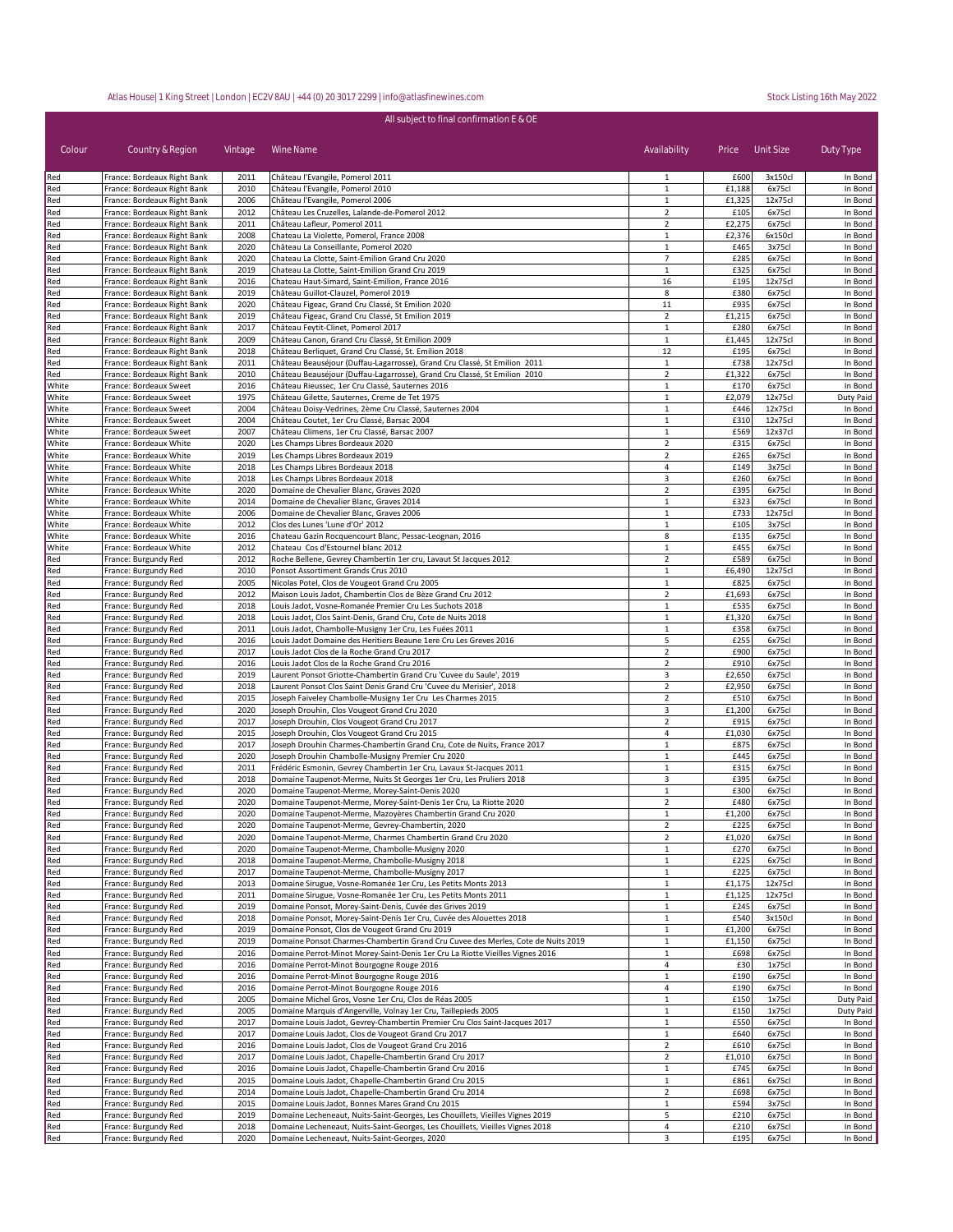| Colour | Country & Region | Vintage | Wine Name | Availability | Price | Unit Size | Duty Type |
|---|---|---|---|---|---|---|---|
| Red | France: Bordeaux Right Bank | 2011 | Château l'Evangile, Pomerol 2011 | 1 | £600 | 3x150cl | In Bond |
| Red | France: Bordeaux Right Bank | 2010 | Château l'Evangile, Pomerol 2010 | 1 | £1,188 | 6x75cl | In Bond |
| Red | France: Bordeaux Right Bank | 2006 | Château l'Evangile, Pomerol 2006 | 1 | £1,325 | 12x75cl | In Bond |
| Red | France: Bordeaux Right Bank | 2012 | Château Les Cruzelles, Lalande-de-Pomerol 2012 | 2 | £105 | 6x75cl | In Bond |
| Red | France: Bordeaux Right Bank | 2011 | Château Lafleur, Pomerol 2011 | 2 | £2,275 | 6x75cl | In Bond |
| Red | France: Bordeaux Right Bank | 2008 | Chateau La Violette, Pomerol, France 2008 | 1 | £2,376 | 6x150cl | In Bond |
| Red | France: Bordeaux Right Bank | 2020 | Château La Conseillante, Pomerol 2020 | 1 | £465 | 3x75cl | In Bond |
| Red | France: Bordeaux Right Bank | 2020 | Chateau La Clotte, Saint-Emilion Grand Cru 2020 | 7 | £285 | 6x75cl | In Bond |
| Red | France: Bordeaux Right Bank | 2019 | Chateau La Clotte, Saint-Emilion Grand Cru 2019 | 1 | £325 | 6x75cl | In Bond |
| Red | France: Bordeaux Right Bank | 2016 | Chateau Haut-Simard, Saint-Emilion, France 2016 | 16 | £195 | 12x75cl | In Bond |
| Red | France: Bordeaux Right Bank | 2019 | Château Guillot-Clauzel, Pomerol 2019 | 8 | £380 | 6x75cl | In Bond |
| Red | France: Bordeaux Right Bank | 2020 | Château Figeac, Grand Cru Classé, St Emilion 2020 | 11 | £935 | 6x75cl | In Bond |
| Red | France: Bordeaux Right Bank | 2019 | Château Figeac, Grand Cru Classé, St Emilion 2019 | 2 | £1,215 | 6x75cl | In Bond |
| Red | France: Bordeaux Right Bank | 2017 | Château Feytit-Clinet, Pomerol 2017 | 1 | £280 | 6x75cl | In Bond |
| Red | France: Bordeaux Right Bank | 2009 | Château Canon, Grand Cru Classé, St Emilion 2009 | 1 | £1,445 | 12x75cl | In Bond |
| Red | France: Bordeaux Right Bank | 2018 | Château Berliquet, Grand Cru Classé, St. Emilion 2018 | 12 | £195 | 6x75cl | In Bond |
| Red | France: Bordeaux Right Bank | 2011 | Château Beauséjour (Duffau-Lagarrosse), Grand Cru Classé, St Emilion 2011 | 1 | £738 | 12x75cl | In Bond |
| Red | France: Bordeaux Right Bank | 2010 | Château Beauséjour (Duffau-Lagarrosse), Grand Cru Classé, St Emilion 2010 | 2 | £1,322 | 6x75cl | In Bond |
| White | France: Bordeaux Sweet | 2016 | Château Rieussec, 1er Cru Classé, Sauternes 2016 | 1 | £170 | 6x75cl | In Bond |
| White | France: Bordeaux Sweet | 1975 | Château Gilette, Sauternes, Creme de Tet 1975 | 1 | £2,079 | 12x75cl | Duty Paid |
| White | France: Bordeaux Sweet | 2004 | Château Doisy-Vedrines, 2ème Cru Classé, Sauternes 2004 | 1 | £446 | 12x75cl | In Bond |
| White | France: Bordeaux Sweet | 2004 | Château Coutet, 1er Cru Classé, Barsac 2004 | 1 | £310 | 12x75cl | In Bond |
| White | France: Bordeaux Sweet | 2007 | Château Climens, 1er Cru Classé, Barsac 2007 | 1 | £569 | 12x37cl | In Bond |
| White | France: Bordeaux White | 2020 | Les Champs Libres Bordeaux 2020 | 2 | £315 | 6x75cl | In Bond |
| White | France: Bordeaux White | 2019 | Les Champs Libres Bordeaux 2019 | 2 | £265 | 6x75cl | In Bond |
| White | France: Bordeaux White | 2018 | Les Champs Libres Bordeaux 2018 | 4 | £149 | 3x75cl | In Bond |
| White | France: Bordeaux White | 2018 | Les Champs Libres Bordeaux 2018 | 3 | £260 | 6x75cl | In Bond |
| White | France: Bordeaux White | 2020 | Domaine de Chevalier Blanc, Graves 2020 | 2 | £395 | 6x75cl | In Bond |
| White | France: Bordeaux White | 2014 | Domaine de Chevalier Blanc, Graves 2014 | 1 | £323 | 6x75cl | In Bond |
| White | France: Bordeaux White | 2006 | Domaine de Chevalier Blanc, Graves 2006 | 1 | £733 | 12x75cl | In Bond |
| White | France: Bordeaux White | 2012 | Clos des Lunes 'Lune d'Or' 2012 | 1 | £105 | 3x75cl | In Bond |
| White | France: Bordeaux White | 2016 | Chateau Gazin Rocquencourt Blanc, Pessac-Leognan, 2016 | 8 | £135 | 6x75cl | In Bond |
| White | France: Bordeaux White | 2012 | Chateau Cos d'Estournel blanc 2012 | 1 | £455 | 6x75cl | In Bond |
| Red | France: Burgundy Red | 2012 | Roche Bellene, Gevrey Chambertin 1er cru, Lavaut St Jacques 2012 | 2 | £589 | 6x75cl | In Bond |
| Red | France: Burgundy Red | 2010 | Ponsot Assortiment Grands Crus 2010 | 1 | £6,490 | 12x75cl | In Bond |
| Red | France: Burgundy Red | 2005 | Nicolas Potel, Clos de Vougeot Grand Cru 2005 | 1 | £825 | 6x75cl | In Bond |
| Red | France: Burgundy Red | 2012 | Maison Louis Jadot, Chambertin Clos de Bèze Grand Cru 2012 | 2 | £1,693 | 6x75cl | In Bond |
| Red | France: Burgundy Red | 2018 | Louis Jadot, Vosne-Romanée Premier Cru Les Suchots 2018 | 1 | £535 | 6x75cl | In Bond |
| Red | France: Burgundy Red | 2018 | Louis Jadot, Clos Saint-Denis, Grand Cru, Cote de Nuits 2018 | 1 | £1,320 | 6x75cl | In Bond |
| Red | France: Burgundy Red | 2011 | Louis Jadot, Chambolle-Musigny 1er Cru, Les Fuées 2011 | 1 | £358 | 6x75cl | In Bond |
| Red | France: Burgundy Red | 2016 | Louis Jadot Domaine des Heritiers Beaune 1ere Cru Les Greves 2016 | 5 | £255 | 6x75cl | In Bond |
| Red | France: Burgundy Red | 2017 | Louis Jadot Clos de la Roche Grand Cru 2017 | 2 | £900 | 6x75cl | In Bond |
| Red | France: Burgundy Red | 2016 | Louis Jadot Clos de la Roche Grand Cru 2016 | 2 | £910 | 6x75cl | In Bond |
| Red | France: Burgundy Red | 2019 | Laurent Ponsot Griotte-Chambertin Grand Cru 'Cuvee du Saule', 2019 | 3 | £2,650 | 6x75cl | In Bond |
| Red | France: Burgundy Red | 2018 | Laurent Ponsot Clos Saint Denis Grand Cru 'Cuvee du Merisier', 2018 | 2 | £2,950 | 6x75cl | In Bond |
| Red | France: Burgundy Red | 2015 | Joseph Faiveley Chambolle-Musigny 1er Cru Les Charmes 2015 | 2 | £510 | 6x75cl | In Bond |
| Red | France: Burgundy Red | 2020 | Joseph Drouhin, Clos Vougeot Grand Cru 2020 | 3 | £1,200 | 6x75cl | In Bond |
| Red | France: Burgundy Red | 2017 | Joseph Drouhin, Clos Vougeot Grand Cru 2017 | 2 | £915 | 6x75cl | In Bond |
| Red | France: Burgundy Red | 2015 | Joseph Drouhin, Clos Vougeot Grand Cru 2015 | 4 | £1,030 | 6x75cl | In Bond |
| Red | France: Burgundy Red | 2017 | Joseph Drouhin Charmes-Chambertin Grand Cru, Cote de Nuits, France 2017 | 1 | £875 | 6x75cl | In Bond |
| Red | France: Burgundy Red | 2020 | Joseph Drouhin Chambolle-Musigny Premier Cru 2020 | 1 | £445 | 6x75cl | In Bond |
| Red | France: Burgundy Red | 2011 | Frédéric Esmonin, Gevrey Chambertin 1er Cru, Lavaux St-Jacques 2011 | 1 | £315 | 6x75cl | In Bond |
| Red | France: Burgundy Red | 2018 | Domaine Taupenot-Merme, Nuits St Georges 1er Cru, Les Pruliers 2018 | 3 | £395 | 6x75cl | In Bond |
| Red | France: Burgundy Red | 2020 | Domaine Taupenot-Merme, Morey-Saint-Denis 2020 | 1 | £300 | 6x75cl | In Bond |
| Red | France: Burgundy Red | 2020 | Domaine Taupenot-Merme, Morey-Saint-Denis 1er Cru, La Riotte 2020 | 2 | £480 | 6x75cl | In Bond |
| Red | France: Burgundy Red | 2020 | Domaine Taupenot-Merme, Mazoyères Chambertin Grand Cru 2020 | 1 | £1,200 | 6x75cl | In Bond |
| Red | France: Burgundy Red | 2020 | Domaine Taupenot-Merme, Gevrey-Chambertin, 2020 | 2 | £225 | 6x75cl | In Bond |
| Red | France: Burgundy Red | 2020 | Domaine Taupenot-Merme, Charmes Chambertin Grand Cru 2020 | 2 | £1,020 | 6x75cl | In Bond |
| Red | France: Burgundy Red | 2020 | Domaine Taupenot-Merme, Chambolle-Musigny 2020 | 1 | £270 | 6x75cl | In Bond |
| Red | France: Burgundy Red | 2018 | Domaine Taupenot-Merme, Chambolle-Musigny 2018 | 1 | £225 | 6x75cl | In Bond |
| Red | France: Burgundy Red | 2017 | Domaine Taupenot-Merme, Chambolle-Musigny 2017 | 1 | £225 | 6x75cl | In Bond |
| Red | France: Burgundy Red | 2013 | Domaine Sirugue, Vosne-Romanée 1er Cru, Les Petits Monts 2013 | 1 | £1,175 | 12x75cl | In Bond |
| Red | France: Burgundy Red | 2011 | Domaine Sirugue, Vosne-Romanée 1er Cru, Les Petits Monts 2011 | 1 | £1,125 | 12x75cl | In Bond |
| Red | France: Burgundy Red | 2019 | Domaine Ponsot, Morey-Saint-Denis, Cuvée des Grives 2019 | 1 | £245 | 6x75cl | In Bond |
| Red | France: Burgundy Red | 2018 | Domaine Ponsot, Morey-Saint-Denis 1er Cru, Cuvée des Alouettes 2018 | 1 | £540 | 3x150cl | In Bond |
| Red | France: Burgundy Red | 2019 | Domaine Ponsot, Clos de Vougeot Grand Cru 2019 | 1 | £1,200 | 6x75cl | In Bond |
| Red | France: Burgundy Red | 2019 | Domaine Ponsot Charmes-Chambertin Grand Cru Cuvee des Merles, Cote de Nuits 2019 | 1 | £1,150 | 6x75cl | In Bond |
| Red | France: Burgundy Red | 2016 | Domaine Perrot-Minot Morey-Saint-Denis 1er Cru La Riotte Vieilles Vignes 2016 | 1 | £698 | 6x75cl | In Bond |
| Red | France: Burgundy Red | 2016 | Domaine Perrot-Minot Bourgogne Rouge 2016 | 4 | £30 | 1x75cl | In Bond |
| Red | France: Burgundy Red | 2016 | Domaine Perrot-Minot Bourgogne Rouge 2016 | 1 | £190 | 6x75cl | In Bond |
| Red | France: Burgundy Red | 2016 | Domaine Perrot-Minot Bourgogne Rouge 2016 | 4 | £190 | 6x75cl | In Bond |
| Red | France: Burgundy Red | 2005 | Domaine Michel Gros, Vosne 1er Cru, Clos de Réas 2005 | 1 | £150 | 1x75cl | Duty Paid |
| Red | France: Burgundy Red | 2005 | Domaine Marquis d'Angerville, Volnay 1er Cru, Taillepieds 2005 | 1 | £150 | 1x75cl | Duty Paid |
| Red | France: Burgundy Red | 2017 | Domaine Louis Jadot, Gevrey-Chambertin Premier Cru Clos Saint-Jacques 2017 | 1 | £550 | 6x75cl | In Bond |
| Red | France: Burgundy Red | 2017 | Domaine Louis Jadot, Clos de Vougeot Grand Cru 2017 | 1 | £640 | 6x75cl | In Bond |
| Red | France: Burgundy Red | 2016 | Domaine Louis Jadot, Clos de Vougeot Grand Cru 2016 | 2 | £610 | 6x75cl | In Bond |
| Red | France: Burgundy Red | 2017 | Domaine Louis Jadot, Chapelle-Chambertin Grand Cru 2017 | 2 | £1,010 | 6x75cl | In Bond |
| Red | France: Burgundy Red | 2016 | Domaine Louis Jadot, Chapelle-Chambertin Grand Cru 2016 | 1 | £745 | 6x75cl | In Bond |
| Red | France: Burgundy Red | 2015 | Domaine Louis Jadot, Chapelle-Chambertin Grand Cru 2015 | 1 | £861 | 6x75cl | In Bond |
| Red | France: Burgundy Red | 2014 | Domaine Louis Jadot, Chapelle-Chambertin Grand Cru 2014 | 2 | £698 | 6x75cl | In Bond |
| Red | France: Burgundy Red | 2015 | Domaine Louis Jadot, Bonnes Mares Grand Cru 2015 | 1 | £594 | 3x75cl | In Bond |
| Red | France: Burgundy Red | 2019 | Domaine Lecheneaut, Nuits-Saint-Georges, Les Chouillets, Vieilles Vignes 2019 | 5 | £210 | 6x75cl | In Bond |
| Red | France: Burgundy Red | 2018 | Domaine Lecheneaut, Nuits-Saint-Georges, Les Chouillets, Vieilles Vignes 2018 | 4 | £210 | 6x75cl | In Bond |
| Red | France: Burgundy Red | 2020 | Domaine Lecheneaut, Nuits-Saint-Georges, 2020 | 3 | £195 | 6x75cl | In Bond |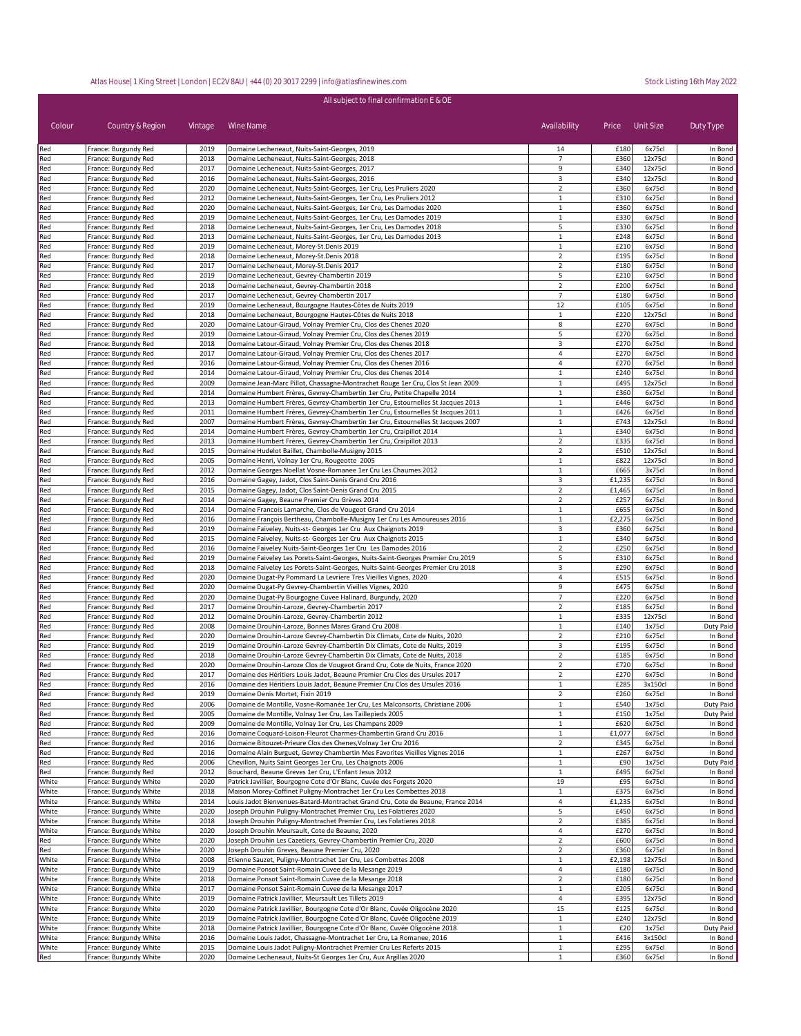All subject to final confirmation E & OE

| Colour | Country & Region | Vintage | Wine Name | Availability | Price | Unit Size | Duty Type |
|---|---|---|---|---|---|---|---|
| Red | France: Burgundy Red | 2019 | Domaine Lecheneaut, Nuits-Saint-Georges, 2019 | 14 | £180 | 6x75cl | In Bond |
| Red | France: Burgundy Red | 2018 | Domaine Lecheneaut, Nuits-Saint-Georges, 2018 | 7 | £360 | 12x75cl | In Bond |
| Red | France: Burgundy Red | 2017 | Domaine Lecheneaut, Nuits-Saint-Georges, 2017 | 9 | £340 | 12x75cl | In Bond |
| Red | France: Burgundy Red | 2016 | Domaine Lecheneaut, Nuits-Saint-Georges, 2016 | 3 | £340 | 12x75cl | In Bond |
| Red | France: Burgundy Red | 2020 | Domaine Lecheneaut, Nuits-Saint-Georges, 1er Cru, Les Pruliers 2020 | 2 | £360 | 6x75cl | In Bond |
| Red | France: Burgundy Red | 2012 | Domaine Lecheneaut, Nuits-Saint-Georges, 1er Cru, Les Pruliers 2012 | 1 | £310 | 6x75cl | In Bond |
| Red | France: Burgundy Red | 2020 | Domaine Lecheneaut, Nuits-Saint-Georges, 1er Cru, Les Damodes 2020 | 1 | £360 | 6x75cl | In Bond |
| Red | France: Burgundy Red | 2019 | Domaine Lecheneaut, Nuits-Saint-Georges, 1er Cru, Les Damodes 2019 | 1 | £330 | 6x75cl | In Bond |
| Red | France: Burgundy Red | 2018 | Domaine Lecheneaut, Nuits-Saint-Georges, 1er Cru, Les Damodes 2018 | 5 | £330 | 6x75cl | In Bond |
| Red | France: Burgundy Red | 2013 | Domaine Lecheneaut, Nuits-Saint-Georges, 1er Cru, Les Damodes 2013 | 1 | £248 | 6x75cl | In Bond |
| Red | France: Burgundy Red | 2019 | Domaine Lecheneaut, Morey-St.Denis 2019 | 1 | £210 | 6x75cl | In Bond |
| Red | France: Burgundy Red | 2018 | Domaine Lecheneaut, Morey-St.Denis 2018 | 2 | £195 | 6x75cl | In Bond |
| Red | France: Burgundy Red | 2017 | Domaine Lecheneaut, Morey-St.Denis 2017 | 2 | £180 | 6x75cl | In Bond |
| Red | France: Burgundy Red | 2019 | Domaine Lecheneaut, Gevrey-Chambertin 2019 | 5 | £210 | 6x75cl | In Bond |
| Red | France: Burgundy Red | 2018 | Domaine Lecheneaut, Gevrey-Chambertin 2018 | 2 | £200 | 6x75cl | In Bond |
| Red | France: Burgundy Red | 2017 | Domaine Lecheneaut, Gevrey-Chambertin 2017 | 7 | £180 | 6x75cl | In Bond |
| Red | France: Burgundy Red | 2019 | Domaine Lecheneaut, Bourgogne Hautes-Côtes de Nuits 2019 | 12 | £105 | 6x75cl | In Bond |
| Red | France: Burgundy Red | 2018 | Domaine Lecheneaut, Bourgogne Hautes-Côtes de Nuits 2018 | 1 | £220 | 12x75cl | In Bond |
| Red | France: Burgundy Red | 2020 | Domaine Latour-Giraud, Volnay Premier Cru, Clos des Chenes 2020 | 8 | £270 | 6x75cl | In Bond |
| Red | France: Burgundy Red | 2019 | Domaine Latour-Giraud, Volnay Premier Cru, Clos des Chenes 2019 | 5 | £270 | 6x75cl | In Bond |
| Red | France: Burgundy Red | 2018 | Domaine Latour-Giraud, Volnay Premier Cru, Clos des Chenes 2018 | 3 | £270 | 6x75cl | In Bond |
| Red | France: Burgundy Red | 2017 | Domaine Latour-Giraud, Volnay Premier Cru, Clos des Chenes 2017 | 4 | £270 | 6x75cl | In Bond |
| Red | France: Burgundy Red | 2016 | Domaine Latour-Giraud, Volnay Premier Cru, Clos des Chenes 2016 | 4 | £270 | 6x75cl | In Bond |
| Red | France: Burgundy Red | 2014 | Domaine Latour-Giraud, Volnay Premier Cru, Clos des Chenes 2014 | 1 | £240 | 6x75cl | In Bond |
| Red | France: Burgundy Red | 2009 | Domaine Jean-Marc Pillot, Chassagne-Montrachet Rouge 1er Cru, Clos St Jean 2009 | 1 | £495 | 12x75cl | In Bond |
| Red | France: Burgundy Red | 2014 | Domaine Humbert Frères, Gevrey-Chambertin 1er Cru, Petite Chapelle 2014 | 1 | £360 | 6x75cl | In Bond |
| Red | France: Burgundy Red | 2013 | Domaine Humbert Frères, Gevrey-Chambertin 1er Cru, Estournelles St Jacques 2013 | 1 | £446 | 6x75cl | In Bond |
| Red | France: Burgundy Red | 2011 | Domaine Humbert Frères, Gevrey-Chambertin 1er Cru, Estournelles St Jacques 2011 | 1 | £426 | 6x75cl | In Bond |
| Red | France: Burgundy Red | 2007 | Domaine Humbert Frères, Gevrey-Chambertin 1er Cru, Estournelles St Jacques 2007 | 1 | £743 | 12x75cl | In Bond |
| Red | France: Burgundy Red | 2014 | Domaine Humbert Frères, Gevrey-Chambertin 1er Cru, Craipillot 2014 | 1 | £340 | 6x75cl | In Bond |
| Red | France: Burgundy Red | 2013 | Domaine Humbert Frères, Gevrey-Chambertin 1er Cru, Craipillot 2013 | 2 | £335 | 6x75cl | In Bond |
| Red | France: Burgundy Red | 2015 | Domaine Hudelot Baillet, Chambolle-Musigny 2015 | 2 | £510 | 12x75cl | In Bond |
| Red | France: Burgundy Red | 2005 | Domaine Henri, Volnay 1er Cru, Rougeotte 2005 | 1 | £822 | 12x75cl | In Bond |
| Red | France: Burgundy Red | 2012 | Domaine Georges Noellat Vosne-Romanee 1er Cru Les Chaumes 2012 | 1 | £665 | 3x75cl | In Bond |
| Red | France: Burgundy Red | 2016 | Domaine Gagey, Jadot, Clos Saint-Denis Grand Cru 2016 | 3 | £1,235 | 6x75cl | In Bond |
| Red | France: Burgundy Red | 2015 | Domaine Gagey, Jadot, Clos Saint-Denis Grand Cru 2015 | 2 | £1,465 | 6x75cl | In Bond |
| Red | France: Burgundy Red | 2014 | Domaine Gagey, Beaune Premier Cru Grèves 2014 | 2 | £257 | 6x75cl | In Bond |
| Red | France: Burgundy Red | 2014 | Domaine Francois Lamarche, Clos de Vougeot Grand Cru 2014 | 1 | £655 | 6x75cl | In Bond |
| Red | France: Burgundy Red | 2016 | Domaine François Bertheau, Chambolle-Musigny 1er Cru Les Amoureuses 2016 | 1 | £2,275 | 6x75cl | In Bond |
| Red | France: Burgundy Red | 2019 | Domaine Faiveley, Nuits-st- Georges 1er Cru Aux Chaignots 2019 | 3 | £360 | 6x75cl | In Bond |
| Red | France: Burgundy Red | 2015 | Domaine Faiveley, Nuits-st- Georges 1er Cru Aux Chaignots 2015 | 1 | £340 | 6x75cl | In Bond |
| Red | France: Burgundy Red | 2016 | Domaine Faiveley Nuits-Saint-Georges 1er Cru Les Damodes 2016 | 2 | £250 | 6x75cl | In Bond |
| Red | France: Burgundy Red | 2019 | Domaine Faiveley Les Porets-Saint-Georges, Nuits-Saint-Georges Premier Cru 2019 | 5 | £310 | 6x75cl | In Bond |
| Red | France: Burgundy Red | 2018 | Domaine Faiveley Les Porets-Saint-Georges, Nuits-Saint-Georges Premier Cru 2018 | 3 | £290 | 6x75cl | In Bond |
| Red | France: Burgundy Red | 2020 | Domaine Dugat-Py Pommard La Levriere Tres Vieilles Vignes, 2020 | 4 | £515 | 6x75cl | In Bond |
| Red | France: Burgundy Red | 2020 | Domaine Dugat-Py Gevrey-Chambertin Vieilles Vignes, 2020 | 9 | £475 | 6x75cl | In Bond |
| Red | France: Burgundy Red | 2020 | Domaine Dugat-Py Bourgogne Cuvee Halinard, Burgundy, 2020 | 7 | £220 | 6x75cl | In Bond |
| Red | France: Burgundy Red | 2017 | Domaine Drouhin-Laroze, Gevrey-Chambertin 2017 | 2 | £185 | 6x75cl | In Bond |
| Red | France: Burgundy Red | 2012 | Domaine Drouhin-Laroze, Gevrey-Chambertin 2012 | 1 | £335 | 12x75cl | In Bond |
| Red | France: Burgundy Red | 2008 | Domaine Drouhin-Laroze, Bonnes Mares Grand Cru 2008 | 1 | £140 | 1x75cl | Duty Paid |
| Red | France: Burgundy Red | 2020 | Domaine Drouhin-Laroze Gevrey-Chambertin Dix Climats, Cote de Nuits, 2020 | 2 | £210 | 6x75cl | In Bond |
| Red | France: Burgundy Red | 2019 | Domaine Drouhin-Laroze Gevrey-Chambertin Dix Climats, Cote de Nuits, 2019 | 3 | £195 | 6x75cl | In Bond |
| Red | France: Burgundy Red | 2018 | Domaine Drouhin-Laroze Gevrey-Chambertin Dix Climats, Cote de Nuits, 2018 | 2 | £185 | 6x75cl | In Bond |
| Red | France: Burgundy Red | 2020 | Domaine Drouhin-Laroze Clos de Vougeot Grand Cru, Cote de Nuits, France 2020 | 2 | £720 | 6x75cl | In Bond |
| Red | France: Burgundy Red | 2017 | Domaine des Héritiers Louis Jadot, Beaune Premier Cru Clos des Ursules 2017 | 2 | £270 | 6x75cl | In Bond |
| Red | France: Burgundy Red | 2016 | Domaine des Héritiers Louis Jadot, Beaune Premier Cru Clos des Ursules 2016 | 1 | £285 | 3x150cl | In Bond |
| Red | France: Burgundy Red | 2019 | Domaine Denis Mortet, Fixin 2019 | 2 | £260 | 6x75cl | In Bond |
| Red | France: Burgundy Red | 2006 | Domaine de Montille, Vosne-Romanée 1er Cru, Les Malconsorts, Christiane 2006 | 1 | £540 | 1x75cl | Duty Paid |
| Red | France: Burgundy Red | 2005 | Domaine de Montille, Volnay 1er Cru, Les Taillepieds 2005 | 1 | £150 | 1x75cl | Duty Paid |
| Red | France: Burgundy Red | 2009 | Domaine de Montille, Volnay 1er Cru, Les Champans 2009 | 1 | £620 | 6x75cl | In Bond |
| Red | France: Burgundy Red | 2016 | Domaine Coquard-Loison-Fleurot Charmes-Chambertin Grand Cru 2016 | 1 | £1,077 | 6x75cl | In Bond |
| Red | France: Burgundy Red | 2016 | Domaine Bitouzet-Prieure Clos des Chenes,Volnay 1er Cru 2016 | 2 | £345 | 6x75cl | In Bond |
| Red | France: Burgundy Red | 2016 | Domaine Alain Burguet, Gevrey Chambertin Mes Favorites Vieilles Vignes 2016 | 1 | £267 | 6x75cl | In Bond |
| Red | France: Burgundy Red | 2006 | Chevillon, Nuits Saint Georges 1er Cru, Les Chaignots 2006 | 1 | £90 | 1x75cl | Duty Paid |
| Red | France: Burgundy Red | 2012 | Bouchard, Beaune Greves 1er Cru, L'Enfant Jesus 2012 | 1 | £495 | 6x75cl | In Bond |
| White | France: Burgundy White | 2020 | Patrick Javillier, Bourgogne Cote d'Or Blanc, Cuvée des Forgets 2020 | 19 | £95 | 6x75cl | In Bond |
| White | France: Burgundy White | 2018 | Maison Morey-Coffinet Puligny-Montrachet 1er Cru Les Combettes 2018 | 1 | £375 | 6x75cl | In Bond |
| White | France: Burgundy White | 2014 | Louis Jadot Bienvenues-Batard-Montrachet Grand Cru, Cote de Beaune, France 2014 | 4 | £1,235 | 6x75cl | In Bond |
| White | France: Burgundy White | 2020 | Joseph Drouhin Puligny-Montrachet Premier Cru, Les Folatieres 2020 | 5 | £450 | 6x75cl | In Bond |
| White | France: Burgundy White | 2018 | Joseph Drouhin Puligny-Montrachet Premier Cru, Les Folatieres 2018 | 2 | £385 | 6x75cl | In Bond |
| White | France: Burgundy White | 2020 | Joseph Drouhin Meursault, Cote de Beaune, 2020 | 4 | £270 | 6x75cl | In Bond |
| Red | France: Burgundy White | 2020 | Joseph Drouhin Les Cazetiers, Gevrey-Chambertin Premier Cru, 2020 | 2 | £600 | 6x75cl | In Bond |
| Red | France: Burgundy White | 2020 | Joseph Drouhin Greves, Beaune Premier Cru, 2020 | 2 | £360 | 6x75cl | In Bond |
| White | France: Burgundy White | 2008 | Etienne Sauzet, Puligny-Montrachet 1er Cru, Les Combettes 2008 | 1 | £2,198 | 12x75cl | In Bond |
| White | France: Burgundy White | 2019 | Domaine Ponsot Saint-Romain Cuvee de la Mesange 2019 | 4 | £180 | 6x75cl | In Bond |
| White | France: Burgundy White | 2018 | Domaine Ponsot Saint-Romain Cuvee de la Mesange 2018 | 2 | £180 | 6x75cl | In Bond |
| White | France: Burgundy White | 2017 | Domaine Ponsot Saint-Romain Cuvee de la Mesange 2017 | 1 | £205 | 6x75cl | In Bond |
| White | France: Burgundy White | 2019 | Domaine Patrick Javillier, Meursault Les Tillets 2019 | 4 | £395 | 12x75cl | In Bond |
| White | France: Burgundy White | 2020 | Domaine Patrick Javillier, Bourgogne Cote d'Or Blanc, Cuvée Oligocène 2020 | 15 | £125 | 6x75cl | In Bond |
| White | France: Burgundy White | 2019 | Domaine Patrick Javillier, Bourgogne Cote d'Or Blanc, Cuvée Oligocène 2019 | 1 | £240 | 12x75cl | In Bond |
| White | France: Burgundy White | 2018 | Domaine Patrick Javillier, Bourgogne Cote d'Or Blanc, Cuvée Oligocène 2018 | 1 | £20 | 1x75cl | Duty Paid |
| White | France: Burgundy White | 2016 | Domaine Louis Jadot, Chassagne-Montrachet 1er Cru, La Romanee, 2016 | 1 | £416 | 3x150cl | In Bond |
| White | France: Burgundy White | 2015 | Domaine Louis Jadot Puligny-Montrachet Premier Cru Les Referts 2015 | 1 | £295 | 6x75cl | In Bond |
| Red | France: Burgundy White | 2020 | Domaine Lecheneaut, Nuits-St Georges 1er Cru, Aux Argillas 2020 | 1 | £360 | 6x75cl | In Bond |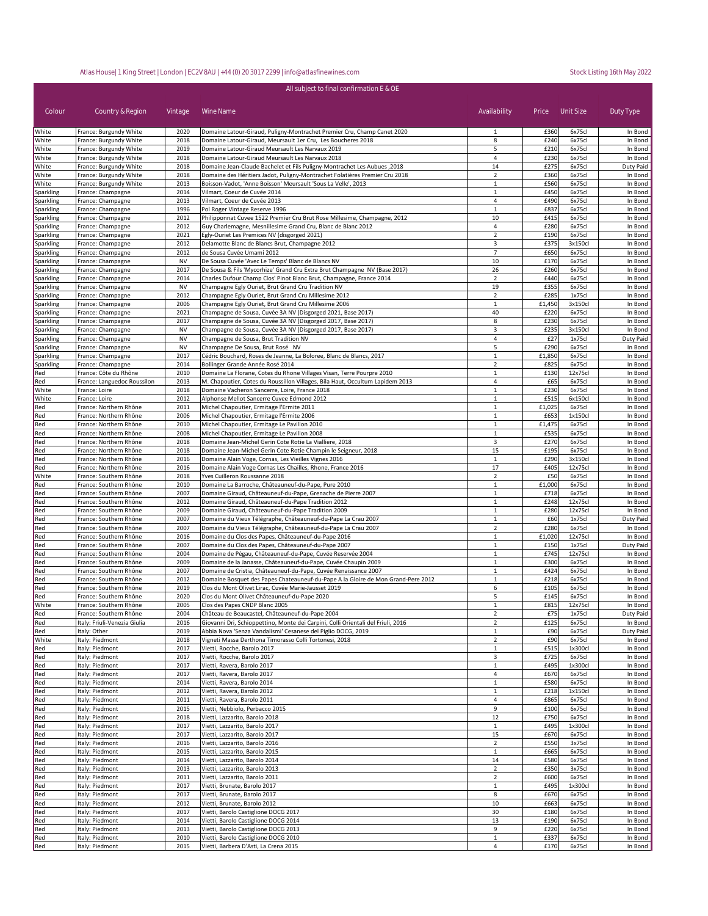Atlas House| 1 King Street | London | EC2V 8AU | +44 (0) 20 3017 2299 | info@atlasfinewines.com

Stock Listing 16th May 2022

All subject to final confirmation E & OE

| Colour | Country & Region | Vintage | Wine Name | Availability | Price | Unit Size | Duty Type |
|---|---|---|---|---|---|---|---|
| White | France: Burgundy White | 2020 | Domaine Latour-Giraud, Puligny-Montrachet Premier Cru, Champ Canet 2020 | 1 | £360 | 6x75cl | In Bond |
| White | France: Burgundy White | 2018 | Domaine Latour-Giraud, Meursault 1er Cru, Les Boucheres 2018 | 8 | £240 | 6x75cl | In Bond |
| White | France: Burgundy White | 2019 | Domaine Latour-Giraud Meursault Les Narvaux 2019 | 5 | £210 | 6x75cl | In Bond |
| White | France: Burgundy White | 2018 | Domaine Latour-Giraud Meursault Les Narvaux 2018 | 4 | £230 | 6x75cl | In Bond |
| White | France: Burgundy White | 2018 | Domaine Jean-Claude Bachelet et Fils Puligny-Montrachet Les Aubues ,2018 | 14 | £275 | 6x75cl | Duty Paid |
| White | France: Burgundy White | 2018 | Domaine des Héritiers Jadot, Puligny-Montrachet Folatières Premier Cru 2018 | 2 | £360 | 6x75cl | In Bond |
| White | France: Burgundy White | 2013 | Boisson-Vadot, 'Anne Boisson' Meursault 'Sous La Velle', 2013 | 1 | £560 | 6x75cl | In Bond |
| Sparkling | France: Champagne | 2014 | Vilmart, Coeur de Cuvée 2014 | 1 | £450 | 6x75cl | In Bond |
| Sparkling | France: Champagne | 2013 | Vilmart, Coeur de Cuvée 2013 | 4 | £490 | 6x75cl | In Bond |
| Sparkling | France: Champagne | 1996 | Pol Roger Vintage Reserve 1996 | 1 | £837 | 6x75cl | In Bond |
| Sparkling | France: Champagne | 2012 | Philipponnat Cuvee 1522 Premier Cru Brut Rose Millesime, Champagne, 2012 | 10 | £415 | 6x75cl | In Bond |
| Sparkling | France: Champagne | 2012 | Guy Charlemagne, Mesnillesime Grand Cru, Blanc de Blanc 2012 | 4 | £280 | 6x75cl | In Bond |
| Sparkling | France: Champagne | 2021 | Egly-Ouriet Les Premices NV (disgorged 2021) | 2 | £190 | 6x75cl | In Bond |
| Sparkling | France: Champagne | 2012 | Delamotte Blanc de Blancs Brut, Champagne 2012 | 3 | £375 | 3x150cl | In Bond |
| Sparkling | France: Champagne | 2012 | de Sousa Cuvée Umami 2012 | 7 | £650 | 6x75cl | In Bond |
| Sparkling | France: Champagne | NV | De Sousa Cuvée 'Avec Le Temps' Blanc de Blancs NV | 10 | £170 | 6x75cl | In Bond |
| Sparkling | France: Champagne | 2017 | De Sousa & Fils 'Mycorhize' Grand Cru Extra Brut Champagne NV (Base 2017) | 26 | £260 | 6x75cl | In Bond |
| Sparkling | France: Champagne | 2014 | Charles Dufour Champ Clos' Pinot Blanc Brut, Champagne, France 2014 | 2 | £440 | 6x75cl | In Bond |
| Sparkling | France: Champagne | NV | Champagne Egly Ouriet, Brut Grand Cru Tradition NV | 19 | £355 | 6x75cl | In Bond |
| Sparkling | France: Champagne | 2012 | Champagne Egly Ouriet, Brut Grand Cru Millesime 2012 | 2 | £285 | 1x75cl | In Bond |
| Sparkling | France: Champagne | 2006 | Champagne Egly Ouriet, Brut Grand Cru Millesime 2006 | 1 | £1,450 | 3x150cl | In Bond |
| Sparkling | France: Champagne | 2021 | Champagne de Sousa, Cuvée 3A NV (Disgorged 2021, Base 2017) | 40 | £220 | 6x75cl | In Bond |
| Sparkling | France: Champagne | 2017 | Champagne de Sousa, Cuvée 3A NV (Disgorged 2017, Base 2017) | 8 | £230 | 6x75cl | In Bond |
| Sparkling | France: Champagne | NV | Champagne de Sousa, Cuvée 3A NV (Disgorged 2017, Base 2017) | 3 | £235 | 3x150cl | In Bond |
| Sparkling | France: Champagne | NV | Champagne de Sousa, Brut Tradition NV | 4 | £27 | 1x75cl | Duty Paid |
| Sparkling | France: Champagne | NV | Champagne De Sousa, Brut Rosé NV | 5 | £290 | 6x75cl | In Bond |
| Sparkling | France: Champagne | 2017 | Cédric Bouchard, Roses de Jeanne, La Boloree, Blanc de Blancs, 2017 | 1 | £1,850 | 6x75cl | In Bond |
| Sparkling | France: Champagne | 2014 | Bollinger Grande Année Rosé 2014 | 2 | £825 | 6x75cl | In Bond |
| Red | France: Côte du Rhône | 2010 | Domaine La Florane, Cotes du Rhone Villages Visan, Terre Pourpre 2010 | 1 | £130 | 12x75cl | In Bond |
| Red | France: Languedoc Roussilon | 2013 | M. Chapoutier, Cotes du Roussillon Villages, Bila Haut, Occultum Lapidem 2013 | 4 | £65 | 6x75cl | In Bond |
| White | France: Loire | 2018 | Domaine Vacheron Sancerre, Loire, France 2018 | 1 | £230 | 6x75cl | In Bond |
| White | France: Loire | 2012 | Alphonse Mellot Sancerre Cuvee Edmond 2012 | 1 | £515 | 6x150cl | In Bond |
| Red | France: Northern Rhône | 2011 | Michel Chapoutier, Ermitage l'Ermite 2011 | 1 | £1,025 | 6x75cl | In Bond |
| Red | France: Northern Rhône | 2006 | Michel Chapoutier, Ermitage l'Ermite 2006 | 1 | £653 | 1x150cl | In Bond |
| Red | France: Northern Rhône | 2010 | Michel Chapoutier, Ermitage Le Pavillon 2010 | 1 | £1,475 | 6x75cl | In Bond |
| Red | France: Northern Rhône | 2008 | Michel Chapoutier, Ermitage Le Pavillon 2008 | 1 | £535 | 6x75cl | In Bond |
| Red | France: Northern Rhône | 2018 | Domaine Jean-Michel Gerin Cote Rotie La Vialliere, 2018 | 3 | £270 | 6x75cl | In Bond |
| Red | France: Northern Rhône | 2018 | Domaine Jean-Michel Gerin Cote Rotie Champin le Seigneur, 2018 | 15 | £195 | 6x75cl | In Bond |
| Red | France: Northern Rhône | 2016 | Domaine Alain Voge, Cornas, Les Vieilles Vignes 2016 | 1 | £290 | 3x150cl | In Bond |
| Red | France: Northern Rhône | 2016 | Domaine Alain Voge Cornas Les Chailles, Rhone, France 2016 | 17 | £405 | 12x75cl | In Bond |
| White | France: Southern Rhône | 2018 | Yves Cuilleron Roussanne 2018 | 2 | £50 | 6x75cl | In Bond |
| Red | France: Southern Rhône | 2010 | Domaine La Barroche, Châteauneuf-du-Pape, Pure 2010 | 1 | £1,000 | 6x75cl | In Bond |
| Red | France: Southern Rhône | 2007 | Domaine Giraud, Châteauneuf-du-Pape, Grenache de Pierre 2007 | 1 | £718 | 6x75cl | In Bond |
| Red | France: Southern Rhône | 2012 | Domaine Giraud, Châteauneuf-du-Pape Tradition 2012 | 1 | £248 | 12x75cl | In Bond |
| Red | France: Southern Rhône | 2009 | Domaine Giraud, Châteauneuf-du-Pape Tradition 2009 | 1 | £280 | 12x75cl | In Bond |
| Red | France: Southern Rhône | 2007 | Domaine du Vieux Télégraphe, Châteauneuf-du-Pape La Crau 2007 | 1 | £60 | 1x75cl | Duty Paid |
| Red | France: Southern Rhône | 2007 | Domaine du Vieux Télégraphe, Châteauneuf-du-Pape La Crau 2007 | 2 | £280 | 6x75cl | In Bond |
| Red | France: Southern Rhône | 2016 | Domaine du Clos des Papes, Châteauneuf-du-Pape 2016 | 1 | £1,020 | 12x75cl | In Bond |
| Red | France: Southern Rhône | 2007 | Domaine du Clos des Papes, Châteauneuf-du-Pape 2007 | 1 | £150 | 1x75cl | Duty Paid |
| Red | France: Southern Rhône | 2004 | Domaine de Pégau, Châteauneuf-du-Pape, Cuvée Reservée 2004 | 1 | £745 | 12x75cl | In Bond |
| Red | France: Southern Rhône | 2009 | Domaine de la Janasse, Châteauneuf-du-Pape, Cuvée Chaupin 2009 | 1 | £300 | 6x75cl | In Bond |
| Red | France: Southern Rhône | 2007 | Domaine de Cristia, Châteauneuf-du-Pape, Cuvée Renaissance 2007 | 1 | £424 | 6x75cl | In Bond |
| Red | France: Southern Rhône | 2012 | Domaine Bosquet des Papes Chateauneuf-du-Pape A la Gloire de Mon Grand-Pere 2012 | 1 | £218 | 6x75cl | In Bond |
| Red | France: Southern Rhône | 2019 | Clos du Mont Olivet Lirac, Cuvée Marie-Jausset 2019 | 6 | £105 | 6x75cl | In Bond |
| Red | France: Southern Rhône | 2020 | Clos du Mont Olivet Châteauneuf-du-Pape 2020 | 5 | £145 | 6x75cl | In Bond |
| White | France: Southern Rhône | 2005 | Clos des Papes CNDP Blanc 2005 | 1 | £815 | 12x75cl | In Bond |
| Red | France: Southern Rhône | 2004 | Château de Beaucastel, Châteauneuf-du-Pape 2004 | 2 | £75 | 1x75cl | Duty Paid |
| Red | Italy: Friuli-Venezia Giulia | 2016 | Giovanni Dri, Schioppettino, Monte dei Carpini, Colli Orientali del Friuli, 2016 | 2 | £125 | 6x75cl | In Bond |
| Red | Italy: Other | 2019 | Abbia Nova 'Senza Vandalismi' Cesanese del Piglio DOCG, 2019 | 1 | £90 | 6x75cl | Duty Paid |
| White | Italy: Piedmont | 2018 | Vigneti Massa Derthona Timorasso Colli Tortonesi, 2018 | 2 | £90 | 6x75cl | In Bond |
| Red | Italy: Piedmont | 2017 | Vietti, Rocche, Barolo 2017 | 1 | £515 | 1x300cl | In Bond |
| Red | Italy: Piedmont | 2017 | Vietti, Rocche, Barolo 2017 | 3 | £725 | 6x75cl | In Bond |
| Red | Italy: Piedmont | 2017 | Vietti, Ravera, Barolo 2017 | 1 | £495 | 1x300cl | In Bond |
| Red | Italy: Piedmont | 2017 | Vietti, Ravera, Barolo 2017 | 4 | £670 | 6x75cl | In Bond |
| Red | Italy: Piedmont | 2014 | Vietti, Ravera, Barolo 2014 | 1 | £580 | 6x75cl | In Bond |
| Red | Italy: Piedmont | 2012 | Vietti, Ravera, Barolo 2012 | 1 | £218 | 1x150cl | In Bond |
| Red | Italy: Piedmont | 2011 | Vietti, Ravera, Barolo 2011 | 4 | £865 | 6x75cl | In Bond |
| Red | Italy: Piedmont | 2015 | Vietti, Nebbiolo, Perbacco 2015 | 9 | £100 | 6x75cl | In Bond |
| Red | Italy: Piedmont | 2018 | Vietti, Lazzarito, Barolo 2018 | 12 | £750 | 6x75cl | In Bond |
| Red | Italy: Piedmont | 2017 | Vietti, Lazzarito, Barolo 2017 | 1 | £495 | 1x300cl | In Bond |
| Red | Italy: Piedmont | 2017 | Vietti, Lazzarito, Barolo 2017 | 15 | £670 | 6x75cl | In Bond |
| Red | Italy: Piedmont | 2016 | Vietti, Lazzarito, Barolo 2016 | 2 | £550 | 3x75cl | In Bond |
| Red | Italy: Piedmont | 2015 | Vietti, Lazzarito, Barolo 2015 | 1 | £665 | 6x75cl | In Bond |
| Red | Italy: Piedmont | 2014 | Vietti, Lazzarito, Barolo 2014 | 14 | £580 | 6x75cl | In Bond |
| Red | Italy: Piedmont | 2013 | Vietti, Lazzarito, Barolo 2013 | 2 | £350 | 3x75cl | In Bond |
| Red | Italy: Piedmont | 2011 | Vietti, Lazzarito, Barolo 2011 | 2 | £600 | 6x75cl | In Bond |
| Red | Italy: Piedmont | 2017 | Vietti, Brunate, Barolo 2017 | 1 | £495 | 1x300cl | In Bond |
| Red | Italy: Piedmont | 2017 | Vietti, Brunate, Barolo 2017 | 8 | £670 | 6x75cl | In Bond |
| Red | Italy: Piedmont | 2012 | Vietti, Brunate, Barolo 2012 | 10 | £663 | 6x75cl | In Bond |
| Red | Italy: Piedmont | 2017 | Vietti, Barolo Castiglione DOCG 2017 | 30 | £180 | 6x75cl | In Bond |
| Red | Italy: Piedmont | 2014 | Vietti, Barolo Castiglione DOCG 2014 | 13 | £190 | 6x75cl | In Bond |
| Red | Italy: Piedmont | 2013 | Vietti, Barolo Castiglione DOCG 2013 | 9 | £220 | 6x75cl | In Bond |
| Red | Italy: Piedmont | 2010 | Vietti, Barolo Castiglione DOCG 2010 | 1 | £337 | 6x75cl | In Bond |
| Red | Italy: Piedmont | 2015 | Vietti, Barbera D'Asti, La Crena 2015 | 4 | £170 | 6x75cl | In Bond |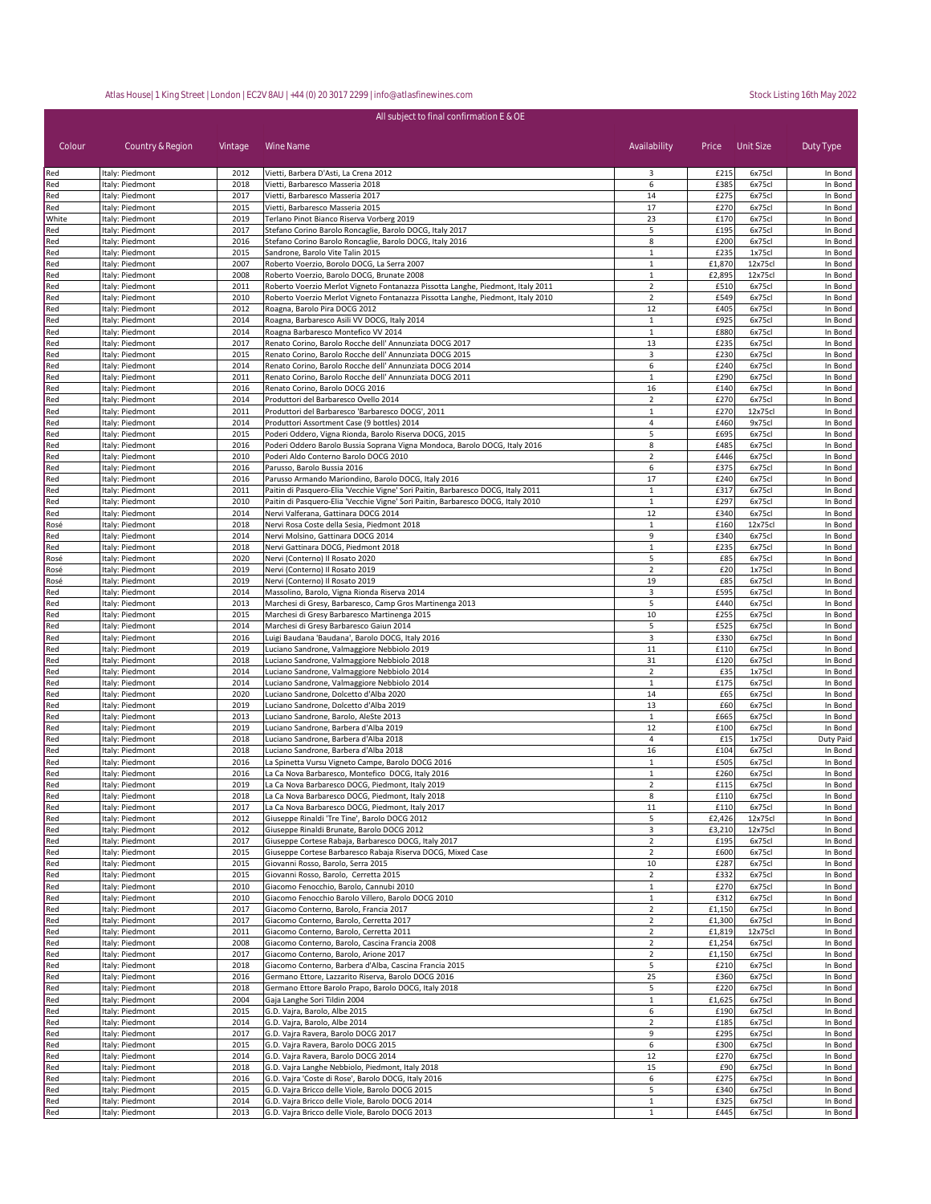Atlas House| 1 King Street | London | EC2V 8AU | +44 (0) 20 3017 2299 | info@atlasfinewines.com

Stock Listing 16th May 2022

All subject to final confirmation E & OE

| Colour | Country & Region | Vintage | Wine Name | Availability | Price | Unit Size | Duty Type |
|---|---|---|---|---|---|---|---|
| Red | Italy: Piedmont | 2012 | Vietti, Barbera D'Asti, La Crena 2012 | 3 | £215 | 6x75cl | In Bond |
| Red | Italy: Piedmont | 2018 | Vietti, Barbaresco Masseria 2018 | 6 | £385 | 6x75cl | In Bond |
| Red | Italy: Piedmont | 2017 | Vietti, Barbaresco Masseria 2017 | 14 | £275 | 6x75cl | In Bond |
| Red | Italy: Piedmont | 2015 | Vietti, Barbaresco Masseria 2015 | 17 | £270 | 6x75cl | In Bond |
| White | Italy: Piedmont | 2019 | Terlano Pinot Bianco Riserva Vorberg 2019 | 23 | £170 | 6x75cl | In Bond |
| Red | Italy: Piedmont | 2017 | Stefano Corino Barolo Roncaglie, Barolo DOCG, Italy 2017 | 5 | £195 | 6x75cl | In Bond |
| Red | Italy: Piedmont | 2016 | Stefano Corino Barolo Roncaglie, Barolo DOCG, Italy 2016 | 8 | £200 | 6x75cl | In Bond |
| Red | Italy: Piedmont | 2015 | Sandrone, Barolo Vite Talin 2015 | 1 | £235 | 1x75cl | In Bond |
| Red | Italy: Piedmont | 2007 | Roberto Voerzio, Borolo DOCG, La Serra 2007 | 1 | £1,870 | 12x75cl | In Bond |
| Red | Italy: Piedmont | 2008 | Roberto Voerzio, Barolo DOCG, Brunate 2008 | 1 | £2,895 | 12x75cl | In Bond |
| Red | Italy: Piedmont | 2011 | Roberto Voerzio Merlot Vigneto Fontanazza Pissotta Langhe, Piedmont, Italy 2011 | 2 | £510 | 6x75cl | In Bond |
| Red | Italy: Piedmont | 2010 | Roberto Voerzio Merlot Vigneto Fontanazza Pissotta Langhe, Piedmont, Italy 2010 | 2 | £549 | 6x75cl | In Bond |
| Red | Italy: Piedmont | 2012 | Roagna, Barolo Pira DOCG 2012 | 12 | £405 | 6x75cl | In Bond |
| Red | Italy: Piedmont | 2014 | Roagna, Barbaresco Asili VV DOCG, Italy 2014 | 1 | £925 | 6x75cl | In Bond |
| Red | Italy: Piedmont | 2014 | Roagna Barbaresco Montefico VV 2014 | 1 | £880 | 6x75cl | In Bond |
| Red | Italy: Piedmont | 2017 | Renato Corino, Barolo Rocche dell' Annunziata DOCG 2017 | 13 | £235 | 6x75cl | In Bond |
| Red | Italy: Piedmont | 2015 | Renato Corino, Barolo Rocche dell' Annunziata DOCG 2015 | 3 | £230 | 6x75cl | In Bond |
| Red | Italy: Piedmont | 2014 | Renato Corino, Barolo Rocche dell' Annunziata DOCG 2014 | 6 | £240 | 6x75cl | In Bond |
| Red | Italy: Piedmont | 2011 | Renato Corino, Barolo Rocche dell' Annunziata DOCG 2011 | 1 | £290 | 6x75cl | In Bond |
| Red | Italy: Piedmont | 2016 | Renato Corino, Barolo DOCG 2016 | 16 | £140 | 6x75cl | In Bond |
| Red | Italy: Piedmont | 2014 | Produttori del Barbaresco Ovello 2014 | 2 | £270 | 6x75cl | In Bond |
| Red | Italy: Piedmont | 2011 | Produttori del Barbaresco 'Barbaresco DOCG', 2011 | 1 | £270 | 12x75cl | In Bond |
| Red | Italy: Piedmont | 2014 | Produttori Assortment Case (9 bottles) 2014 | 4 | £460 | 9x75cl | In Bond |
| Red | Italy: Piedmont | 2015 | Poderi Oddero, Vigna Rionda, Barolo Riserva DOCG, 2015 | 5 | £695 | 6x75cl | In Bond |
| Red | Italy: Piedmont | 2016 | Poderi Oddero Barolo Bussia Soprana Vigna Mondoca, Barolo DOCG, Italy 2016 | 8 | £485 | 6x75cl | In Bond |
| Red | Italy: Piedmont | 2010 | Poderi Aldo Conterno Barolo DOCG 2010 | 2 | £446 | 6x75cl | In Bond |
| Red | Italy: Piedmont | 2016 | Parusso, Barolo Bussia 2016 | 6 | £375 | 6x75cl | In Bond |
| Red | Italy: Piedmont | 2016 | Parusso Armando Mariondino, Barolo DOCG, Italy 2016 | 17 | £240 | 6x75cl | In Bond |
| Red | Italy: Piedmont | 2011 | Paitin di Pasquero-Elia 'Vecchie Vigne' Sori Paitin, Barbaresco DOCG, Italy 2011 | 1 | £317 | 6x75cl | In Bond |
| Red | Italy: Piedmont | 2010 | Paitin di Pasquero-Elia 'Vecchie Vigne' Sori Paitin, Barbaresco DOCG, Italy 2010 | 1 | £297 | 6x75cl | In Bond |
| Red | Italy: Piedmont | 2014 | Nervi Valferana, Gattinara DOCG 2014 | 12 | £340 | 6x75cl | In Bond |
| Rosé | Italy: Piedmont | 2018 | Nervi Rosa Coste della Sesia, Piedmont 2018 | 1 | £160 | 12x75cl | In Bond |
| Red | Italy: Piedmont | 2014 | Nervi Molsino, Gattinara DOCG 2014 | 9 | £340 | 6x75cl | In Bond |
| Red | Italy: Piedmont | 2018 | Nervi Gattinara DOCG, Piedmont 2018 | 1 | £235 | 6x75cl | In Bond |
| Rosé | Italy: Piedmont | 2020 | Nervi (Conterno) Il Rosato 2020 | 5 | £85 | 6x75cl | In Bond |
| Rosé | Italy: Piedmont | 2019 | Nervi (Conterno) Il Rosato 2019 | 2 | £20 | 1x75cl | In Bond |
| Rosé | Italy: Piedmont | 2019 | Nervi (Conterno) Il Rosato 2019 | 19 | £85 | 6x75cl | In Bond |
| Red | Italy: Piedmont | 2014 | Massolino, Barolo, Vigna Rionda Riserva 2014 | 3 | £595 | 6x75cl | In Bond |
| Red | Italy: Piedmont | 2013 | Marchesi di Gresy, Barbaresco, Camp Gros Martinenga 2013 | 5 | £440 | 6x75cl | In Bond |
| Red | Italy: Piedmont | 2015 | Marchesi di Gresy Barbaresco Martinenga 2015 | 10 | £255 | 6x75cl | In Bond |
| Red | Italy: Piedmont | 2014 | Marchesi di Gresy Barbaresco Gaiun 2014 | 5 | £525 | 6x75cl | In Bond |
| Red | Italy: Piedmont | 2016 | Luigi Baudana 'Baudana', Barolo DOCG, Italy 2016 | 3 | £330 | 6x75cl | In Bond |
| Red | Italy: Piedmont | 2019 | Luciano Sandrone, Valmaggiore Nebbiolo 2019 | 11 | £110 | 6x75cl | In Bond |
| Red | Italy: Piedmont | 2018 | Luciano Sandrone, Valmaggiore Nebbiolo 2018 | 31 | £120 | 6x75cl | In Bond |
| Red | Italy: Piedmont | 2014 | Luciano Sandrone, Valmaggiore Nebbiolo 2014 | 2 | £35 | 1x75cl | In Bond |
| Red | Italy: Piedmont | 2014 | Luciano Sandrone, Valmaggiore Nebbiolo 2014 | 1 | £175 | 6x75cl | In Bond |
| Red | Italy: Piedmont | 2020 | Luciano Sandrone, Dolcetto d'Alba 2020 | 14 | £65 | 6x75cl | In Bond |
| Red | Italy: Piedmont | 2019 | Luciano Sandrone, Dolcetto d'Alba 2019 | 13 | £60 | 6x75cl | In Bond |
| Red | Italy: Piedmont | 2013 | Luciano Sandrone, Barolo, AleSte 2013 | 1 | £665 | 6x75cl | In Bond |
| Red | Italy: Piedmont | 2019 | Luciano Sandrone, Barbera d'Alba 2019 | 12 | £100 | 6x75cl | In Bond |
| Red | Italy: Piedmont | 2018 | Luciano Sandrone, Barbera d'Alba 2018 | 4 | £15 | 1x75cl | Duty Paid |
| Red | Italy: Piedmont | 2018 | Luciano Sandrone, Barbera d'Alba 2018 | 16 | £104 | 6x75cl | In Bond |
| Red | Italy: Piedmont | 2016 | La Spinetta Vursu Vigneto Campe, Barolo DOCG 2016 | 1 | £505 | 6x75cl | In Bond |
| Red | Italy: Piedmont | 2016 | La Ca Nova Barbaresco, Montefico DOCG, Italy 2016 | 1 | £260 | 6x75cl | In Bond |
| Red | Italy: Piedmont | 2019 | La Ca Nova Barbaresco DOCG, Piedmont, Italy 2019 | 2 | £115 | 6x75cl | In Bond |
| Red | Italy: Piedmont | 2018 | La Ca Nova Barbaresco DOCG, Piedmont, Italy 2018 | 8 | £110 | 6x75cl | In Bond |
| Red | Italy: Piedmont | 2017 | La Ca Nova Barbaresco DOCG, Piedmont, Italy 2017 | 11 | £110 | 6x75cl | In Bond |
| Red | Italy: Piedmont | 2012 | Giuseppe Rinaldi 'Tre Tine', Barolo DOCG 2012 | 5 | £2,426 | 12x75cl | In Bond |
| Red | Italy: Piedmont | 2012 | Giuseppe Rinaldi Brunate, Barolo DOCG 2012 | 3 | £3,210 | 12x75cl | In Bond |
| Red | Italy: Piedmont | 2017 | Giuseppe Cortese Rabaja, Barbaresco DOCG, Italy 2017 | 2 | £195 | 6x75cl | In Bond |
| Red | Italy: Piedmont | 2015 | Giuseppe Cortese Barbaresco Rabaja Riserva DOCG, Mixed Case | 2 | £600 | 6x75cl | In Bond |
| Red | Italy: Piedmont | 2015 | Giovanni Rosso, Barolo, Serra 2015 | 10 | £287 | 6x75cl | In Bond |
| Red | Italy: Piedmont | 2015 | Giovanni Rosso, Barolo, Cerretta 2015 | 2 | £332 | 6x75cl | In Bond |
| Red | Italy: Piedmont | 2010 | Giacomo Fenocchio, Barolo, Cannubi 2010 | 1 | £270 | 6x75cl | In Bond |
| Red | Italy: Piedmont | 2010 | Giacomo Fenocchio Barolo Villero, Barolo DOCG 2010 | 1 | £312 | 6x75cl | In Bond |
| Red | Italy: Piedmont | 2017 | Giacomo Conterno, Barolo, Francia 2017 | 2 | £1,150 | 6x75cl | In Bond |
| Red | Italy: Piedmont | 2017 | Giacomo Conterno, Barolo, Cerretta 2017 | 2 | £1,300 | 6x75cl | In Bond |
| Red | Italy: Piedmont | 2011 | Giacomo Conterno, Barolo, Cerretta 2011 | 2 | £1,819 | 12x75cl | In Bond |
| Red | Italy: Piedmont | 2008 | Giacomo Conterno, Barolo, Cascina Francia 2008 | 2 | £1,254 | 6x75cl | In Bond |
| Red | Italy: Piedmont | 2017 | Giacomo Conterno, Barolo, Arione 2017 | 2 | £1,150 | 6x75cl | In Bond |
| Red | Italy: Piedmont | 2018 | Giacomo Conterno, Barbera d'Alba, Cascina Francia 2015 | 5 | £210 | 6x75cl | In Bond |
| Red | Italy: Piedmont | 2016 | Germano Ettore, Lazzarito Riserva, Barolo DOCG 2016 | 25 | £360 | 6x75cl | In Bond |
| Red | Italy: Piedmont | 2018 | Germano Ettore Barolo Prapo, Barolo DOCG, Italy 2018 | 5 | £220 | 6x75cl | In Bond |
| Red | Italy: Piedmont | 2004 | Gaja Langhe Sori Tildin 2004 | 1 | £1,625 | 6x75cl | In Bond |
| Red | Italy: Piedmont | 2015 | G.D. Vajra, Barolo, Albe 2015 | 6 | £190 | 6x75cl | In Bond |
| Red | Italy: Piedmont | 2014 | G.D. Vajra, Barolo, Albe 2014 | 2 | £185 | 6x75cl | In Bond |
| Red | Italy: Piedmont | 2017 | G.D. Vajra Ravera, Barolo DOCG 2017 | 9 | £295 | 6x75cl | In Bond |
| Red | Italy: Piedmont | 2015 | G.D. Vajra Ravera, Barolo DOCG 2015 | 6 | £300 | 6x75cl | In Bond |
| Red | Italy: Piedmont | 2014 | G.D. Vajra Ravera, Barolo DOCG 2014 | 12 | £270 | 6x75cl | In Bond |
| Red | Italy: Piedmont | 2018 | G.D. Vajra Langhe Nebbiolo, Piedmont, Italy 2018 | 15 | £90 | 6x75cl | In Bond |
| Red | Italy: Piedmont | 2016 | G.D. Vajra 'Coste di Rose', Barolo DOCG, Italy 2016 | 6 | £275 | 6x75cl | In Bond |
| Red | Italy: Piedmont | 2015 | G.D. Vajra Bricco delle Viole, Barolo DOCG 2015 | 5 | £340 | 6x75cl | In Bond |
| Red | Italy: Piedmont | 2014 | G.D. Vajra Bricco delle Viole, Barolo DOCG 2014 | 1 | £325 | 6x75cl | In Bond |
| Red | Italy: Piedmont | 2013 | G.D. Vajra Bricco delle Viole, Barolo DOCG 2013 | 1 | £445 | 6x75cl | In Bond |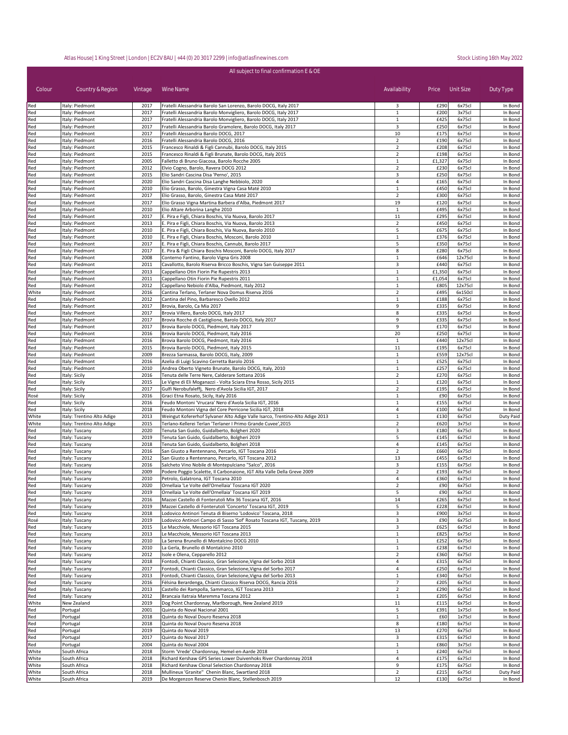Atlas House | 1 King Street | London | EC2V 8AU | +44 (0) 20 3017 2299 | info@atlasfinewines.com

Stock Listing 16th May 2022

All subject to final confirmation E & OE

| Colour | Country & Region | Vintage | Wine Name | Availability | Price | Unit Size | Duty Type |
|---|---|---|---|---|---|---|---|
| Red | Italy: Piedmont | 2017 | Fratelli Alessandria Barolo San Lorenzo, Barolo DOCG, Italy 2017 | 3 | £290 | 6x75cl | In Bond |
| Red | Italy: Piedmont | 2017 | Fratelli Alessandria Barolo Monvigliero, Barolo DOCG, Italy 2017 | 1 | £200 | 3x75cl | In Bond |
| Red | Italy: Piedmont | 2017 | Fratelli Alessandria Barolo Monvigliero, Barolo DOCG, Italy 2017 | 1 | £425 | 6x75cl | In Bond |
| Red | Italy: Piedmont | 2017 | Fratelli Alessandria Barolo Gramolere, Barolo DOCG, Italy 2017 | 3 | £250 | 6x75cl | In Bond |
| Red | Italy: Piedmont | 2017 | Fratelli Alessandria Barolo DOCG, 2017 | 10 | £175 | 6x75cl | In Bond |
| Red | Italy: Piedmont | 2016 | Fratelli Alessandria Barolo DOCG, 2016 | 2 | £190 | 6x75cl | In Bond |
| Red | Italy: Piedmont | 2015 | Francesco Rinaldi & Figli Cannubi, Barolo DOCG, Italy 2015 | 2 | £208 | 6x75cl | In Bond |
| Red | Italy: Piedmont | 2015 | Francesco Rinaldi & Figli Brunate, Barolo DOCG, Italy 2015 | 2 | £198 | 6x75cl | In Bond |
| Red | Italy: Piedmont | 2005 | Falletto di Bruno Giacosa, Barolo Rocche 2005 | 1 | £1,327 | 6x75cl | In Bond |
| Red | Italy: Piedmont | 2012 | Elvio Cogno, Barolo, Ravera DOCG 2012 | 2 | £230 | 6x75cl | In Bond |
| Red | Italy: Piedmont | 2015 | Elio Sandri Cascina Disa 'Perno', 2015 | 3 | £250 | 6x75cl | In Bond |
| Red | Italy: Piedmont | 2020 | Elio Sandri Cascina Disa Langhe Nebbiolo, 2020 | 4 | £165 | 6x75cl | In Bond |
| Red | Italy: Piedmont | 2010 | Elio Grasso, Barolo, Ginestra Vigna Casa Maté 2010 | 1 | £450 | 6x75cl | In Bond |
| Red | Italy: Piedmont | 2017 | Elio Grasso, Barolo, Ginestra Casa Maté 2017 | 2 | £300 | 6x75cl | In Bond |
| Red | Italy: Piedmont | 2017 | Elio Grasso Vigna Martina Barbera d'Alba, Piedmont 2017 | 19 | £120 | 6x75cl | In Bond |
| Red | Italy: Piedmont | 2010 | Elio Altare Arborina Langhe 2010 | 1 | £495 | 6x75cl | In Bond |
| Red | Italy: Piedmont | 2017 | E. Pira e Figli, Chiara Boschis, Via Nuova, Barolo 2017 | 11 | £295 | 6x75cl | In Bond |
| Red | Italy: Piedmont | 2013 | E. Pira e Figli, Chiara Boschis, Via Nuova, Barolo 2013 | 2 | £450 | 6x75cl | In Bond |
| Red | Italy: Piedmont | 2010 | E. Pira e Figli, Chiara Boschis, Via Nuova, Barolo 2010 | 5 | £675 | 6x75cl | In Bond |
| Red | Italy: Piedmont | 2010 | E. Pira e Figli, Chiara Boschis, Mosconi, Barolo 2010 | 1 | £376 | 6x75cl | In Bond |
| Red | Italy: Piedmont | 2017 | E. Pira e Figli, Chiara Boschis, Cannubi, Barolo 2017 | 5 | £350 | 6x75cl | In Bond |
| Red | Italy: Piedmont | 2017 | E. Pira & Figli Chiara Boschis Mosconi, Barolo DOCG, Italy 2017 | 8 | £280 | 6x75cl | In Bond |
| Red | Italy: Piedmont | 2008 | Conterno Fantino, Barolo Vigna Gris 2008 | 1 | £646 | 12x75cl | In Bond |
| Red | Italy: Piedmont | 2011 | Cavallotto, Barolo Riserva Bricco Boschis, Vigna San Guiseppe 2011 | 3 | £440 | 6x75cl | In Bond |
| Red | Italy: Piedmont | 2013 | Cappellano Otin Fiorin Pie Rupestris 2013 | 1 | £1,350 | 6x75cl | In Bond |
| Red | Italy: Piedmont | 2011 | Cappellano Otin Fiorin Pie Rupestris 2011 | 1 | £1,054 | 6x75cl | In Bond |
| Red | Italy: Piedmont | 2012 | Cappellano Nebiolo d'Alba, Piedmont, Italy 2012 | 1 | £805 | 12x75cl | In Bond |
| White | Italy: Piedmont | 2016 | Cantina Terlano, Terlaner Nova Domus Riserva 2016 | 2 | £495 | 6x150cl | In Bond |
| Red | Italy: Piedmont | 2012 | Cantina del Pino, Barbaresco Ovello 2012 | 1 | £188 | 6x75cl | In Bond |
| Red | Italy: Piedmont | 2017 | Brovia, Barolo, Ca Mia 2017 | 9 | £335 | 6x75cl | In Bond |
| Red | Italy: Piedmont | 2017 | Brovia Villero, Barolo DOCG, Italy 2017 | 8 | £335 | 6x75cl | In Bond |
| Red | Italy: Piedmont | 2017 | Brovia Rocche di Castiglione, Barolo DOCG, Italy 2017 | 9 | £335 | 6x75cl | In Bond |
| Red | Italy: Piedmont | 2017 | Brovia Barolo DOCG, Piedmont, Italy 2017 | 9 | £170 | 6x75cl | In Bond |
| Red | Italy: Piedmont | 2016 | Brovia Barolo DOCG, Piedmont, Italy 2016 | 20 | £250 | 6x75cl | In Bond |
| Red | Italy: Piedmont | 2016 | Brovia Barolo DOCG, Piedmont, Italy 2016 | 1 | £440 | 12x75cl | In Bond |
| Red | Italy: Piedmont | 2015 | Brovia Barolo DOCG, Piedmont, Italy 2015 | 11 | £195 | 6x75cl | In Bond |
| Red | Italy: Piedmont | 2009 | Brezza Sarmassa, Barolo DOCG, Italy, 2009 | 1 | £559 | 12x75cl | In Bond |
| Red | Italy: Piedmont | 2016 | Azelia di Luigi Scavino Cerretta Barolo 2016 | 1 | £525 | 6x75cl | In Bond |
| Red | Italy: Piedmont | 2010 | Andrea Oberto Vigneto Brunate, Barolo DOCG, Italy, 2010 | 1 | £257 | 6x75cl | In Bond |
| Red | Italy: Sicily | 2016 | Tenuta delle Terre Nere, Calderare Sottana 2016 | 2 | £270 | 6x75cl | In Bond |
| Red | Italy: Sicily | 2015 | Le Vigne di Eli Moganazzi - Volta Sciara Etna Rosso, Sicily 2015 | 1 | £120 | 6x75cl | In Bond |
| Red | Italy: Sicily | 2017 | Gulfi Nerobufaleffj, Nero d'Avola Sicilia IGT, 2017 | 2 | £195 | 6x75cl | In Bond |
| Rosé | Italy: Sicily | 2016 | Graci Etna Rosato, Sicily, Italy 2016 | 1 | £90 | 6x75cl | In Bond |
| Red | Italy: Sicily | 2016 | Feudo Montoni 'Vrucara' Nero d'Avola Sicilia IGT, 2016 | 1 | £155 | 6x75cl | In Bond |
| Red | Italy: Sicily | 2018 | Feudo Montoni Vigna del Core Perricone Sicilia IGT, 2018 | 4 | £100 | 6x75cl | In Bond |
| White | Italy: Trentino Alto Adige | 2013 | Weingut Kofererhof Sylvaner Alto Adige Valle Isarco, Trentino-Alto Adige 2013 | 1 | £130 | 6x75cl | Duty Paid |
| White | Italy: Trentino Alto Adige | 2015 | Terlano-Kellerei Terlan 'Terlaner I Primo Grande Cuvee',2015 | 2 | £620 | 3x75cl | In Bond |
| Red | Italy: Tuscany | 2020 | Tenuta San Guido, Guidalberto, Bolgheri 2020 | 3 | £180 | 6x75cl | In Bond |
| Red | Italy: Tuscany | 2019 | Tenuta San Guido, Guidalberto, Bolgheri 2019 | 5 | £145 | 6x75cl | In Bond |
| Red | Italy: Tuscany | 2018 | Tenuta San Guido, Guidalberto, Bolgheri 2018 | 4 | £145 | 6x75cl | In Bond |
| Red | Italy: Tuscany | 2016 | San Giusto a Rentennano, Percarlo, IGT Toscana 2016 | 2 | £660 | 6x75cl | In Bond |
| Red | Italy: Tuscany | 2012 | San Giusto a Rentennano, Percarlo, IGT Toscana 2012 | 13 | £455 | 6x75cl | In Bond |
| Red | Italy: Tuscany | 2016 | Salcheto Vino Nobile di Montepulciano "Salco", 2016 | 3 | £155 | 6x75cl | In Bond |
| Red | Italy: Tuscany | 2009 | Podere Poggio Scalette, Il Carbonaione, IGT Alta Valle Della Greve 2009 | 2 | £193 | 6x75cl | In Bond |
| Red | Italy: Tuscany | 2010 | Petrolo, Galatrona, IGT Toscana 2010 | 4 | £360 | 6x75cl | In Bond |
| Red | Italy: Tuscany | 2020 | Ornellaia 'Le Volte dell'Ornellaia' Toscana IGT 2020 | 2 | £90 | 6x75cl | In Bond |
| Red | Italy: Tuscany | 2019 | Ornellaia 'Le Volte dell'Ornellaia' Toscana IGT 2019 | 5 | £90 | 6x75cl | In Bond |
| Red | Italy: Tuscany | 2016 | Mazzei Castello di Fonterutoli Mix 36 Toscana IGT, 2016 | 14 | £265 | 6x75cl | In Bond |
| Red | Italy: Tuscany | 2019 | Mazzei Castello di Fonterutoli 'Concerto' Toscana IGT, 2019 | 5 | £228 | 6x75cl | In Bond |
| Red | Italy: Tuscany | 2018 | Lodovico Antinori Tenuta di Biserno 'Lodovico' Toscana, 2018 | 3 | £900 | 3x75cl | In Bond |
| Rosé | Italy: Tuscany | 2019 | Lodovico Antinori Campo di Sasso 'Sof' Rosato Toscana IGT, Tuscany, 2019 | 3 | £90 | 6x75cl | In Bond |
| Red | Italy: Tuscany | 2015 | Le Macchiole, Messorio IGT Toscana 2015 | 3 | £625 | 6x75cl | In Bond |
| Red | Italy: Tuscany | 2013 | Le Macchiole, Messorio IGT Toscana 2013 | 1 | £825 | 6x75cl | In Bond |
| Red | Italy: Tuscany | 2010 | La Serena Brunello di Montalcino DOCG 2010 | 1 | £252 | 6x75cl | In Bond |
| Red | Italy: Tuscany | 2010 | La Gerla, Brunello di Montalcino 2010 | 1 | £238 | 6x75cl | In Bond |
| Red | Italy: Tuscany | 2012 | Isole e Olena, Cepparello 2012 | 2 | £360 | 6x75cl | In Bond |
| Red | Italy: Tuscany | 2018 | Fontodi, Chianti Classico, Gran Selezione,Vigna del Sorbo 2018 | 4 | £315 | 6x75cl | In Bond |
| Red | Italy: Tuscany | 2017 | Fontodi, Chianti Classico, Gran Selezione,Vigna del Sorbo 2017 | 4 | £250 | 6x75cl | In Bond |
| Red | Italy: Tuscany | 2013 | Fontodi, Chianti Classico, Gran Selezione,Vigna del Sorbo 2013 | 1 | £340 | 6x75cl | In Bond |
| Red | Italy: Tuscany | 2016 | Fèlsina Berardenga, Chianti Classico Riserva DOCG, Rancia 2016 | 7 | £205 | 6x75cl | In Bond |
| Red | Italy: Tuscany | 2013 | Castello dei Rampolla, Sammarco, IGT Toscana 2013 | 2 | £290 | 6x75cl | In Bond |
| Red | Italy: Tuscany | 2012 | Brancaia Ilatraia Maremma Toscana 2012 | 1 | £205 | 6x75cl | In Bond |
| White | New Zealand | 2019 | Dog Point Chardonnay, Marlborough, New Zealand 2019 | 11 | £115 | 6x75cl | In Bond |
| Red | Portugal | 2001 | Quinta do Noval Nacional 2001 | 5 | £391 | 1x75cl | In Bond |
| Red | Portugal | 2018 | Quinta do Noval Douro Reserva 2018 | 1 | £60 | 1x75cl | In Bond |
| Red | Portugal | 2018 | Quinta do Noval Douro Reserva 2018 | 8 | £180 | 6x75cl | In Bond |
| Red | Portugal | 2019 | Quinta do Noval 2019 | 13 | £270 | 6x75cl | In Bond |
| Red | Portugal | 2017 | Quinta do Noval 2017 | 3 | £315 | 6x75cl | In Bond |
| Red | Portugal | 2004 | Quinta do Noval 2004 | 1 | £860 | 3x75cl | In Bond |
| White | South Africa | 2018 | Storm 'Vrede' Chardonnay, Hemel-en-Aarde 2018 | 1 | £240 | 6x75cl | In Bond |
| White | South Africa | 2018 | Richard Kershaw GPS Series Lower Duivenhoks River Chardonnay 2018 | 4 | £175 | 6x75cl | In Bond |
| White | South Africa | 2018 | Richard Kershaw Clonal Selection Chardonnay 2018 | 9 | £175 | 6x75cl | In Bond |
| White | South Africa | 2018 | Mullineux 'Granite'' Chenin Blanc, Swartland 2018 | 2 | £215 | 6x75cl | Duty Paid |
| White | South Africa | 2019 | De Morgenzon Reserve Chenin Blanc, Stellenbosch 2019 | 12 | £130 | 6x75cl | In Bond |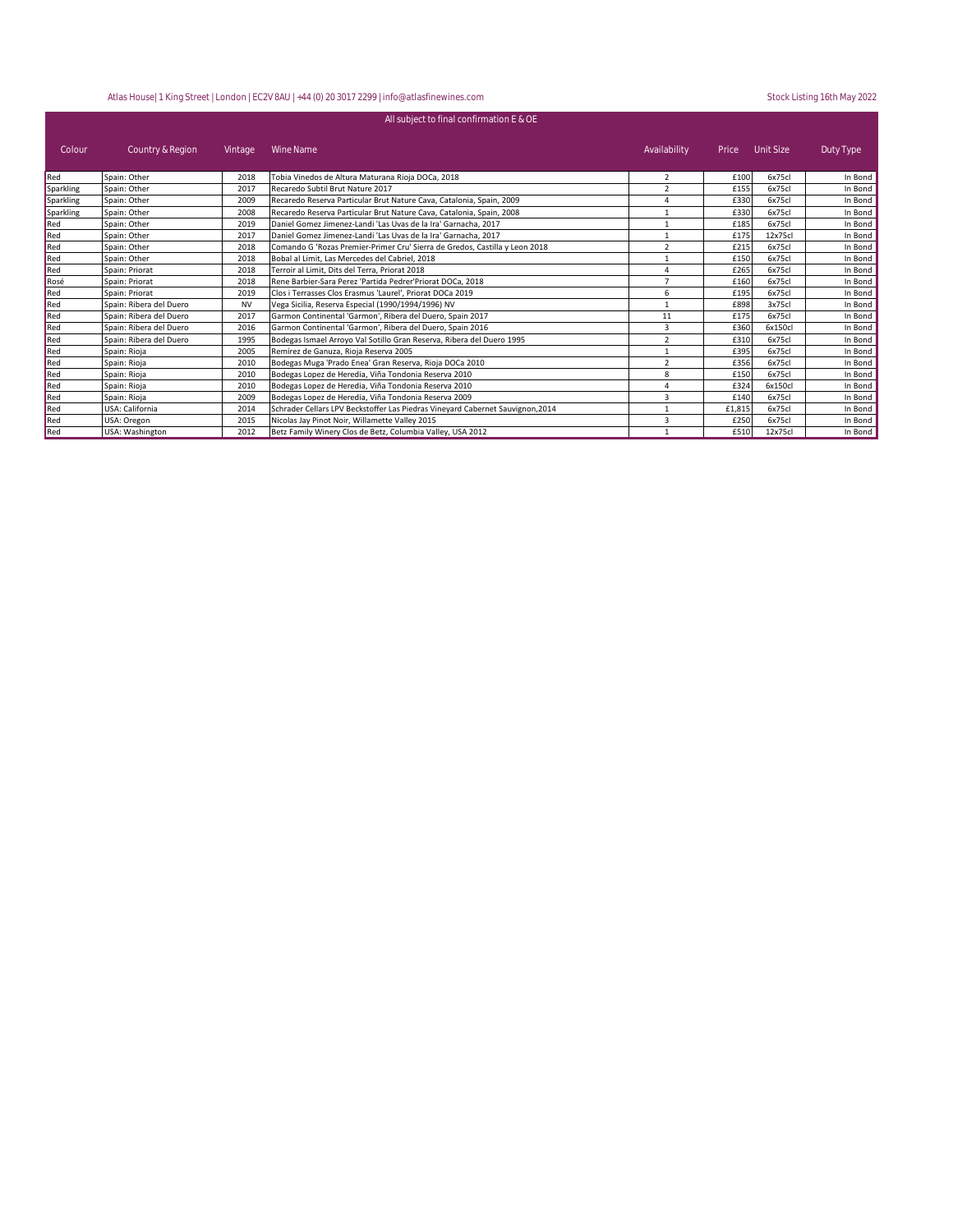Atlas House| 1 King Street | London | EC2V 8AU | +44 (0) 20 3017 2299 | info@atlasfinewines.com

Stock Listing 16th May 2022

All subject to final confirmation E & OE

| Colour | Country & Region | Vintage | Wine Name | Availability | Price | Unit Size | Duty Type |
|---|---|---|---|---|---|---|---|
| Red | Spain: Other | 2018 | Tobia Vinedos de Altura Maturana Rioja DOCa, 2018 | 2 | £100 | 6x75cl | In Bond |
| Sparkling | Spain: Other | 2017 | Recaredo Subtil Brut Nature 2017 | 2 | £155 | 6x75cl | In Bond |
| Sparkling | Spain: Other | 2009 | Recaredo Reserva Particular Brut Nature Cava, Catalonia, Spain, 2009 | 4 | £330 | 6x75cl | In Bond |
| Sparkling | Spain: Other | 2008 | Recaredo Reserva Particular Brut Nature Cava, Catalonia, Spain, 2008 | 1 | £330 | 6x75cl | In Bond |
| Red | Spain: Other | 2019 | Daniel Gomez Jimenez-Landi 'Las Uvas de la Ira' Garnacha, 2017 | 1 | £185 | 6x75cl | In Bond |
| Red | Spain: Other | 2017 | Daniel Gomez Jimenez-Landi 'Las Uvas de la Ira' Garnacha, 2017 | 1 | £175 | 12x75cl | In Bond |
| Red | Spain: Other | 2018 | Comando G 'Rozas Premier-Primer Cru' Sierra de Gredos, Castilla y Leon 2018 | 2 | £215 | 6x75cl | In Bond |
| Red | Spain: Other | 2018 | Bobal al Limit, Las Mercedes del Cabriel, 2018 | 1 | £150 | 6x75cl | In Bond |
| Red | Spain: Priorat | 2018 | Terroir al Limit, Dits del Terra, Priorat 2018 | 4 | £265 | 6x75cl | In Bond |
| Rosé | Spain: Priorat | 2018 | Rene Barbier-Sara Perez 'Partida Pedrer'Priorat DOCa, 2018 | 7 | £160 | 6x75cl | In Bond |
| Red | Spain: Priorat | 2019 | Clos i Terrasses Clos Erasmus 'Laurel', Priorat DOCa 2019 | 6 | £195 | 6x75cl | In Bond |
| Red | Spain: Ribera del Duero | NV | Vega Sicilia, Reserva Especial (1990/1994/1996) NV | 1 | £898 | 3x75cl | In Bond |
| Red | Spain: Ribera del Duero | 2017 | Garmon Continental 'Garmon', Ribera del Duero, Spain 2017 | 11 | £175 | 6x75cl | In Bond |
| Red | Spain: Ribera del Duero | 2016 | Garmon Continental 'Garmon', Ribera del Duero, Spain 2016 | 3 | £360 | 6x150cl | In Bond |
| Red | Spain: Ribera del Duero | 1995 | Bodegas Ismael Arroyo Val Sotillo Gran Reserva, Ribera del Duero 1995 | 2 | £310 | 6x75cl | In Bond |
| Red | Spain: Rioja | 2005 | Remírez de Ganuza, Rioja Reserva 2005 | 1 | £395 | 6x75cl | In Bond |
| Red | Spain: Rioja | 2010 | Bodegas Muga 'Prado Enea' Gran Reserva, Rioja DOCa 2010 | 2 | £356 | 6x75cl | In Bond |
| Red | Spain: Rioja | 2010 | Bodegas Lopez de Heredia, Viña Tondonia Reserva 2010 | 8 | £150 | 6x75cl | In Bond |
| Red | Spain: Rioja | 2010 | Bodegas Lopez de Heredia, Viña Tondonia Reserva 2010 | 4 | £324 | 6x150cl | In Bond |
| Red | Spain: Rioja | 2009 | Bodegas Lopez de Heredia, Viña Tondonia Reserva 2009 | 3 | £140 | 6x75cl | In Bond |
| Red | USA: California | 2014 | Schrader Cellars LPV Beckstoffer Las Piedras Vineyard Cabernet Sauvignon,2014 | 1 | £1,815 | 6x75cl | In Bond |
| Red | USA: Oregon | 2015 | Nicolas Jay Pinot Noir, Willamette Valley 2015 | 3 | £250 | 6x75cl | In Bond |
| Red | USA: Washington | 2012 | Betz Family Winery Clos de Betz, Columbia Valley, USA 2012 | 1 | £510 | 12x75cl | In Bond |